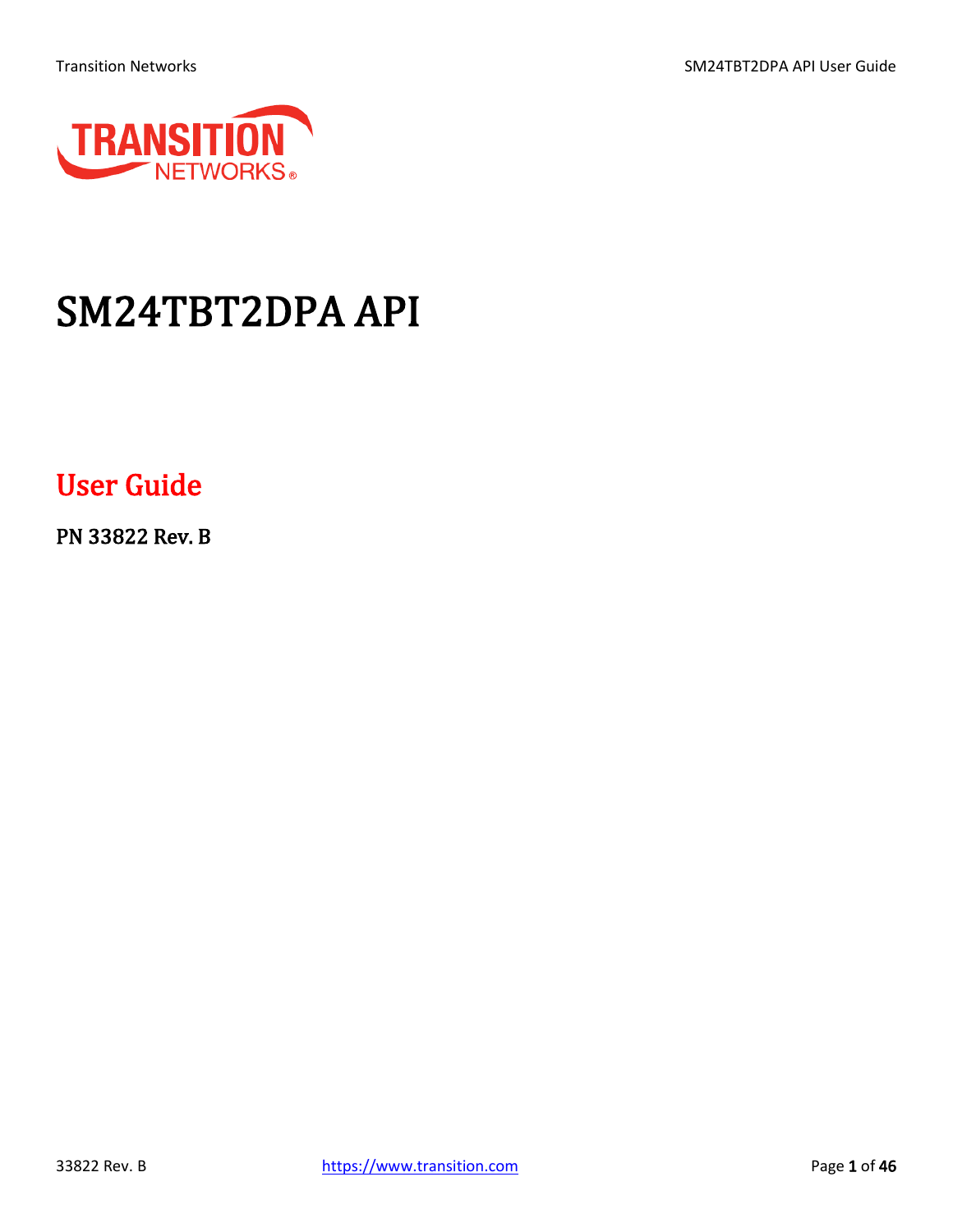# SM24TBT2DPA API

## User Guide

**PN 33822 Rev. B**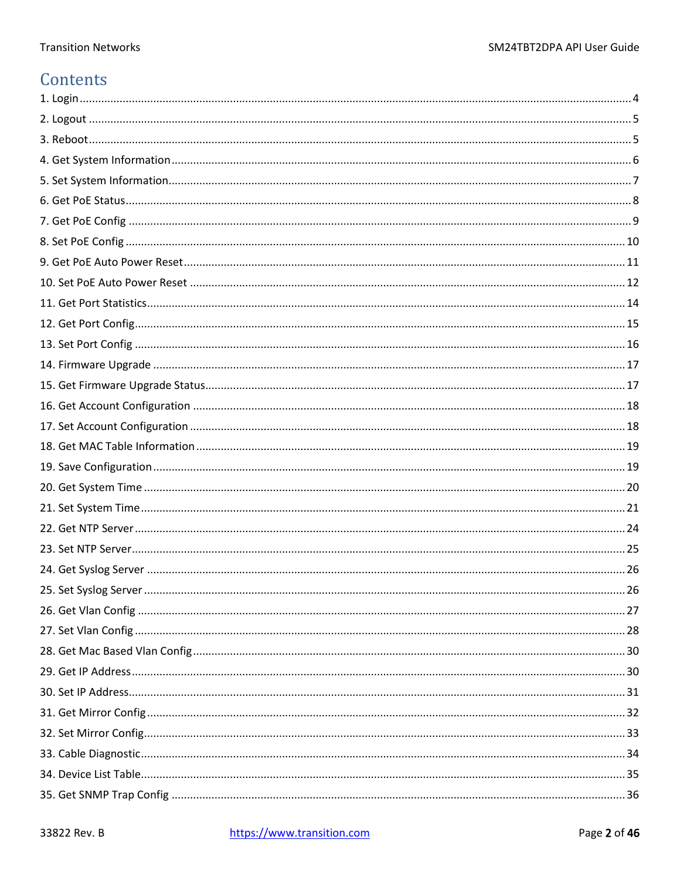# Contents

1. Login ..... 4
2. Logout ..... 5
3. Reboot ..... 5
4. Get System Information ..... 6
5. Set System Information ..... 7
6. Get PoE Status ..... 8
7. Get PoE Config ..... 9
8. Set PoE Config ..... 10
9. Get PoE Auto Power Reset ..... 11
10. Set PoE Auto Power Reset ..... 12
11. Get Port Statistics ..... 14
12. Get Port Config ..... 15
13. Set Port Config ..... 16
14. Firmware Upgrade ..... 17
15. Get Firmware Upgrade Status ..... 17
16. Get Account Configuration ..... 18
17. Set Account Configuration ..... 18
18. Get MAC Table Information ..... 19
19. Save Configuration ..... 19
20. Get System Time ..... 20
21. Set System Time ..... 21
22. Get NTP Server ..... 24
23. Set NTP Server ..... 25
24. Get Syslog Server ..... 26
25. Set Syslog Server ..... 26
26. Get Vlan Config ..... 27
27. Set Vlan Config ..... 28
28. Get Mac Based Vlan Config ..... 30
29. Get IP Address ..... 30
30. Set IP Address ..... 31
31. Get Mirror Config ..... 32
32. Set Mirror Config ..... 33
33. Cable Diagnostic ..... 34
34. Device List Table ..... 35
35. Get SNMP Trap Config ..... 36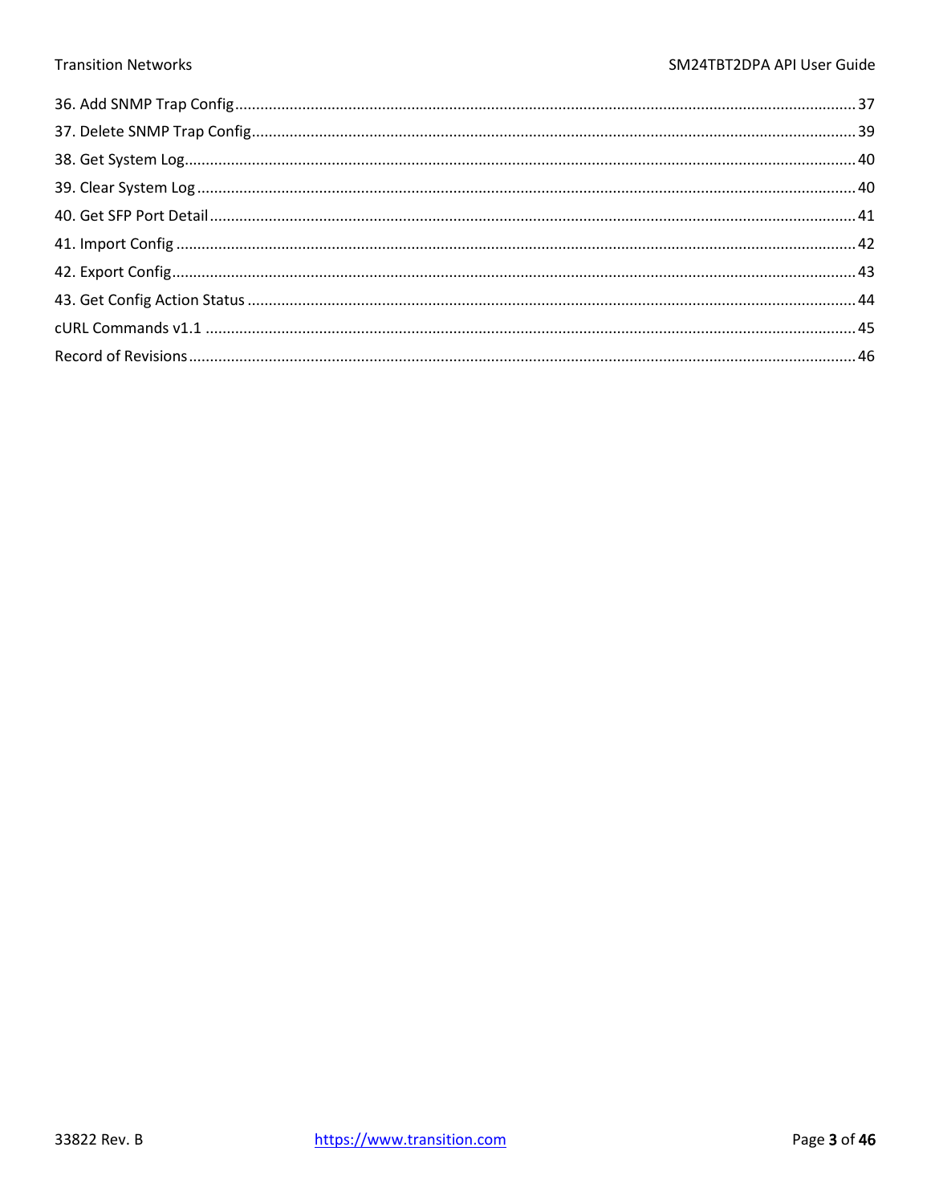36. Add SNMP Trap Config ........................................................................................................................................ 37
37. Delete SNMP Trap Config ..................................................................................................................................... 39
38. Get System Log ...................................................................................................................................................... 40
39. Clear System Log ................................................................................................................................................... 40
40. Get SFP Port Detail ................................................................................................................................................ 41
41. Import Config ........................................................................................................................................................ 42
42. Export Config ......................................................................................................................................................... 43
43. Get Config Action Status ........................................................................................................................................ 44
cURL Commands v1.1 ................................................................................................................................................. 45
Record of Revisions ..................................................................................................................................................... 46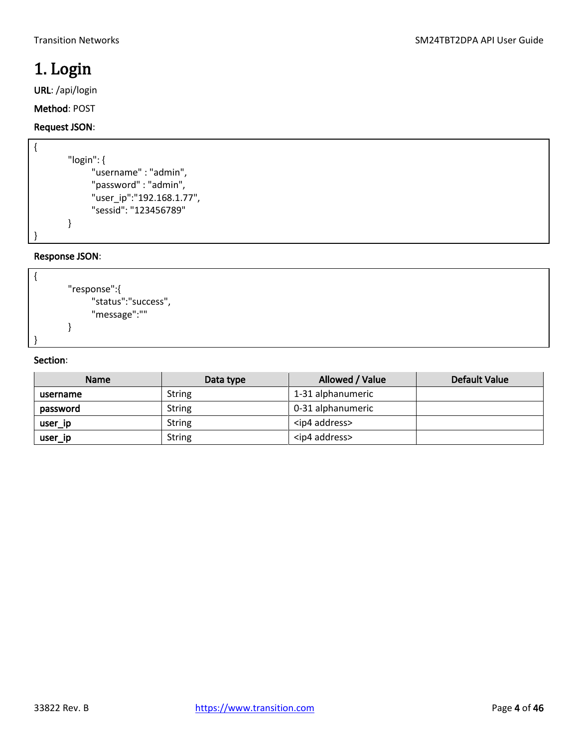# 1. Login

**URL**: /api/login

**Method**: POST

**Request JSON**:

```
{
        "login": {
              "username" : "admin",
              "password" : "admin",
              "user_ip":"192.168.1.77",
              "sessid": "123456789"
        }
}
```

**Response JSON**:

```
{
        "response":{
              "status":"success",
              "message":""
        }
}
```

**Section**:

| Name | Data type | Allowed / Value | Default Value |
|---|---|---|---|
| **username** | String | 1-31 alphanumeric | |
| **password** | String | 0-31 alphanumeric | |
| **user_ip** | String | <ip4 address> | |
| **user_ip** | String | <ip4 address> | |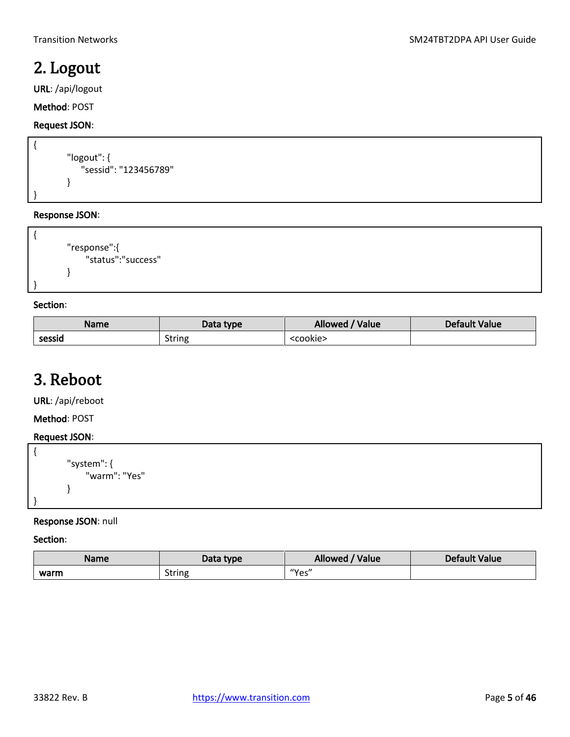## 2. Logout

**URL**: /api/logout

**Method**: POST

**Request JSON**:

```
{
        "logout": {
            "sessid": "123456789"
        }
}
```

**Response JSON**:

```
{
        "response":{
              "status":"success"
        }
}
```

**Section**:

| Name | Data type | Allowed / Value | Default Value |
|---|---|---|---|
| **sessid** | String | <cookie> | |

## 3. Reboot

**URL**: /api/reboot

**Method**: POST

**Request JSON**:

```
{
        "system": {
              "warm": "Yes"
        }
}
```

**Response JSON**: null

**Section**:

| Name | Data type | Allowed / Value | Default Value |
|---|---|---|---|
| **warm** | String | “Yes” | |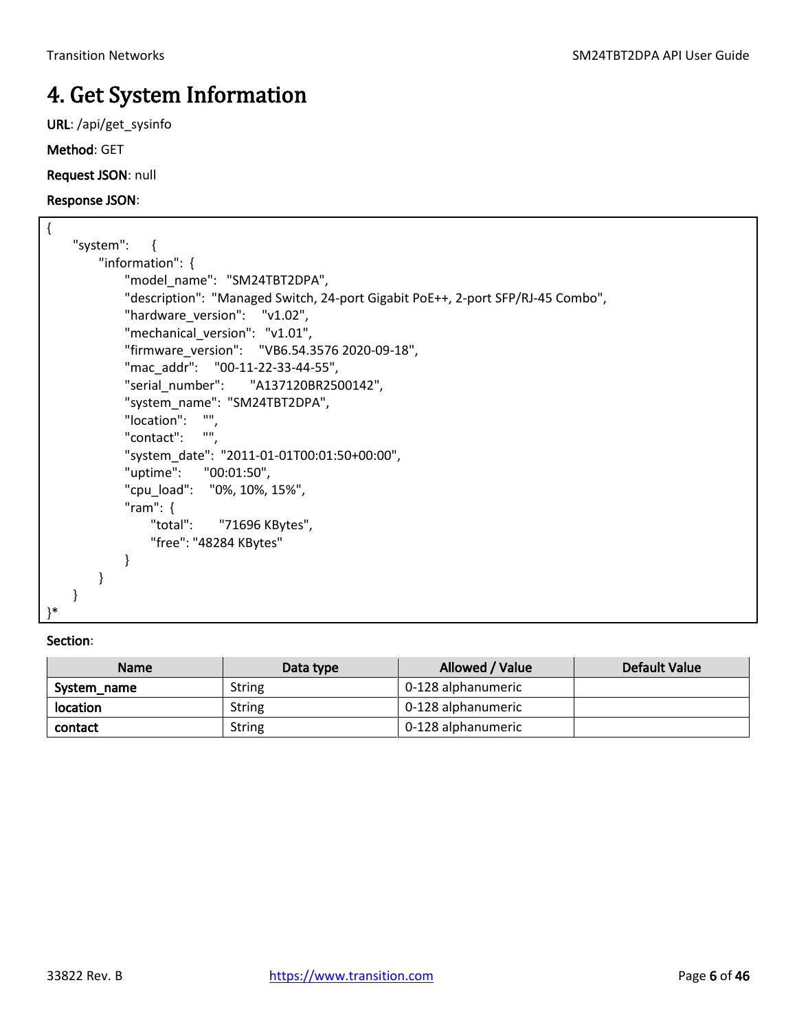# 4. Get System Information

**URL**: /api/get_sysinfo

**Method**: GET

**Request JSON**: null

**Response JSON**:

```
{
    "system":    {
        "information": {
            "model_name":  "SM24TBT2DPA",
            "description":  "Managed Switch, 24-port Gigabit PoE++, 2-port SFP/RJ-45 Combo",
            "hardware_version":    "v1.02",
            "mechanical_version":  "v1.01",
            "firmware_version":    "VB6.54.3576 2020-09-18",
            "mac_addr":    "00-11-22-33-44-55",
            "serial_number":      "A137120BR2500142",
            "system_name":  "SM24TBT2DPA",
            "location":    "",
            "contact":     "",
            "system_date":  "2011-01-01T00:01:50+00:00",
            "uptime":      "00:01:50",
            "cpu_load":    "0%, 10%, 15%",
            "ram":  {
                "total":      "71696 KBytes",
                "free": "48284 KBytes"
            }
        }
    }
}*
```

**Section**:

| Name | Data type | Allowed / Value | Default Value |
|---|---|---|---|
| **System_name** | String | 0-128 alphanumeric | |
| **location** | String | 0-128 alphanumeric | |
| **contact** | String | 0-128 alphanumeric | |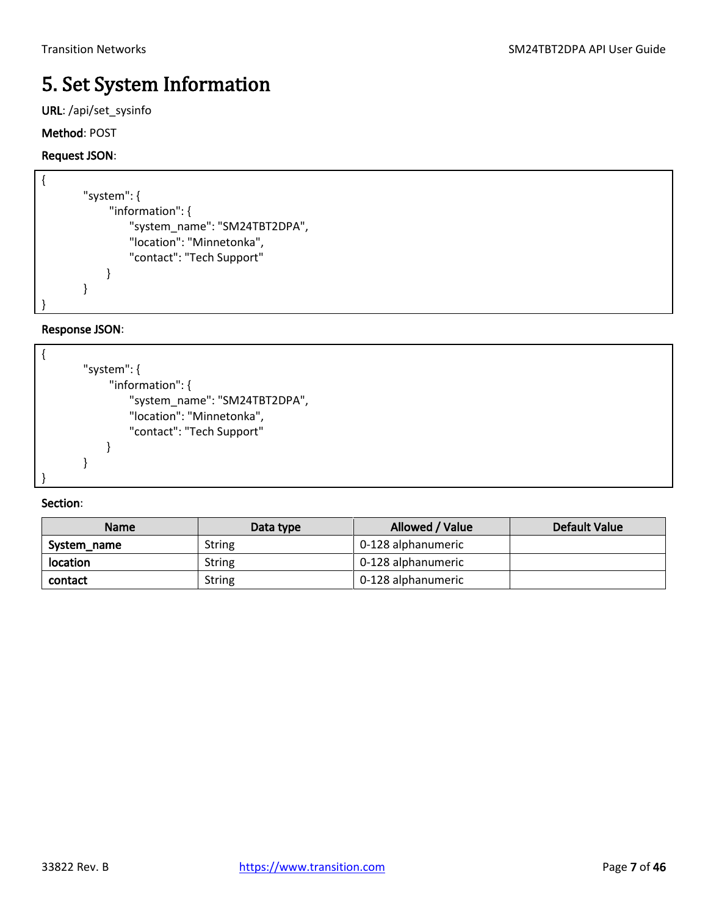# 5. Set System Information

**URL**: /api/set_sysinfo

**Method**: POST

**Request JSON**:

```
{
        "system": {
              "information": {
                    "system_name": "SM24TBT2DPA",
                    "location": "Minnetonka",
                    "contact": "Tech Support"
              }
        }
}
```

**Response JSON**:

```
{
        "system": {
              "information": {
                    "system_name": "SM24TBT2DPA",
                    "location": "Minnetonka",
                    "contact": "Tech Support"
              }
        }
}
```

**Section**:

| Name | Data type | Allowed / Value | Default Value |
|---|---|---|---|
| **System_name** | String | 0-128 alphanumeric | |
| **location** | String | 0-128 alphanumeric | |
| **contact** | String | 0-128 alphanumeric | |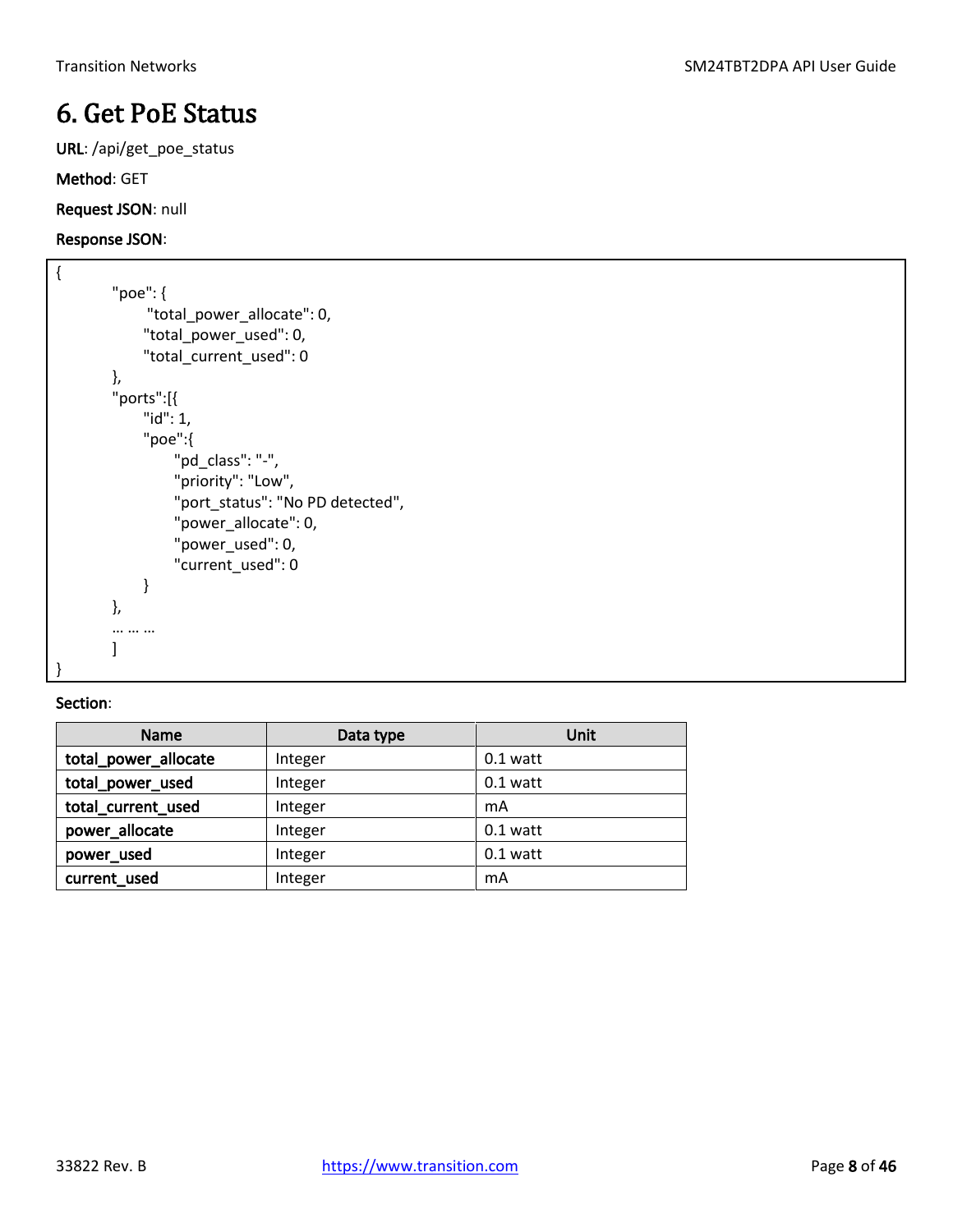# 6. Get PoE Status

**URL**: /api/get_poe_status

**Method**: GET

**Request JSON**: null

**Response JSON**:

```
{
        "poe": {
              "total_power_allocate": 0,
              "total_power_used": 0,
              "total_current_used": 0
        },
        "ports":[{
              "id": 1,
              "poe":{
                    "pd_class": "-",
                    "priority": "Low",
                    "port_status": "No PD detected",
                    "power_allocate": 0,
                    "power_used": 0,
                    "current_used": 0
              }
        },
        … … …
        ]
}
```

**Section**:

| Name | Data type | Unit |
| --- | --- | --- |
| **total_power_allocate** | Integer | 0.1 watt |
| **total_power_used** | Integer | 0.1 watt |
| **total_current_used** | Integer | mA |
| **power_allocate** | Integer | 0.1 watt |
| **power_used** | Integer | 0.1 watt |
| **current_used** | Integer | mA |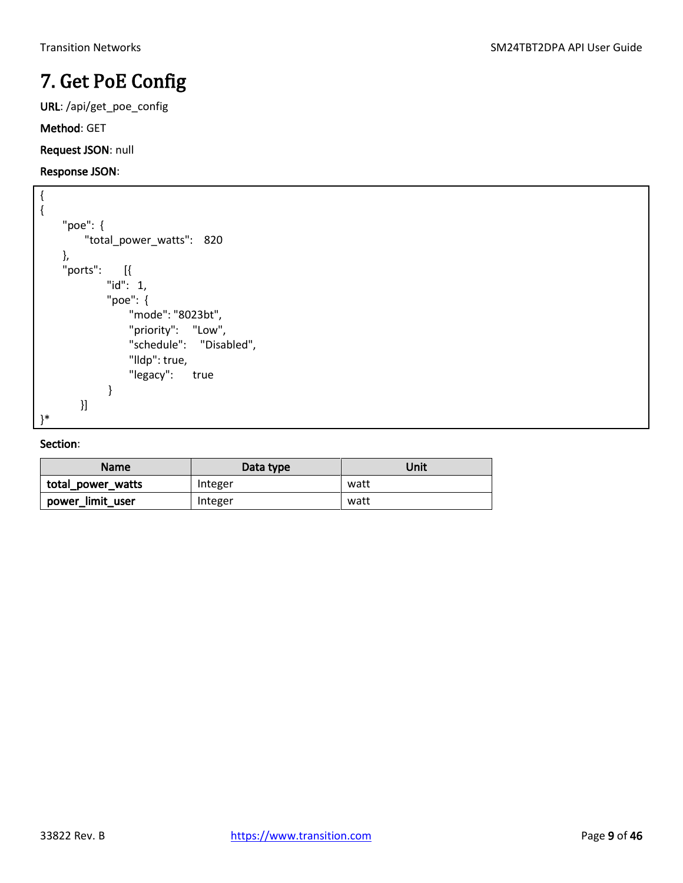# 7. Get PoE Config

**URL**: /api/get_poe_config

**Method**: GET

**Request JSON**: null

**Response JSON**:

```
{
{
    "poe": {
        "total_power_watts":   820
    },
    "ports":     [{
            "id":  1,
            "poe": {
                "mode": "8023bt",
                "priority":    "Low",
                "schedule":    "Disabled",
                "lldp": true,
                "legacy":      true
            }
      }]
}*
```

**Section**:

| Name | Data type | Unit |
|---|---|---|
| **total_power_watts** | Integer | watt |
| **power_limit_user** | Integer | watt |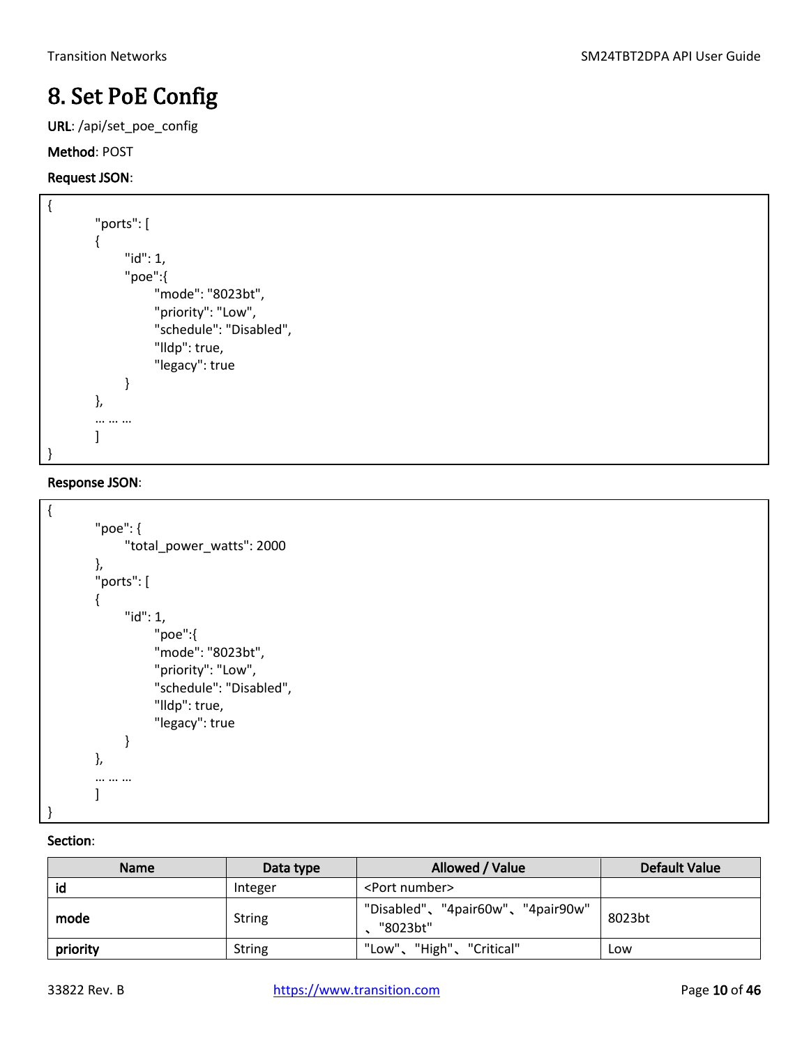# 8. Set PoE Config

**URL**: /api/set_poe_config

**Method**: POST

**Request JSON**:

```
{
        "ports": [
        {
              "id": 1,
              "poe":{
                    "mode": "8023bt",
                    "priority": "Low",
                    "schedule": "Disabled",
                    "lldp": true,
                    "legacy": true
              }
        },
        … … …
        ]
}
```

**Response JSON**:

```
{
        "poe": {
              "total_power_watts": 2000
        },
        "ports": [
        {
              "id": 1,
                    "poe":{
                    "mode": "8023bt",
                    "priority": "Low",
                    "schedule": "Disabled",
                    "lldp": true,
                    "legacy": true
              }
        },
        … … …
        ]
}
```

**Section**:

| Name | Data type | Allowed / Value | Default Value |
|---|---|---|---|
| **id** | Integer | <Port number> | |
| **mode** | String | "Disabled"、"4pair60w"、"4pair90w"、"8023bt" | 8023bt |
| **priority** | String | "Low"、"High"、"Critical" | Low |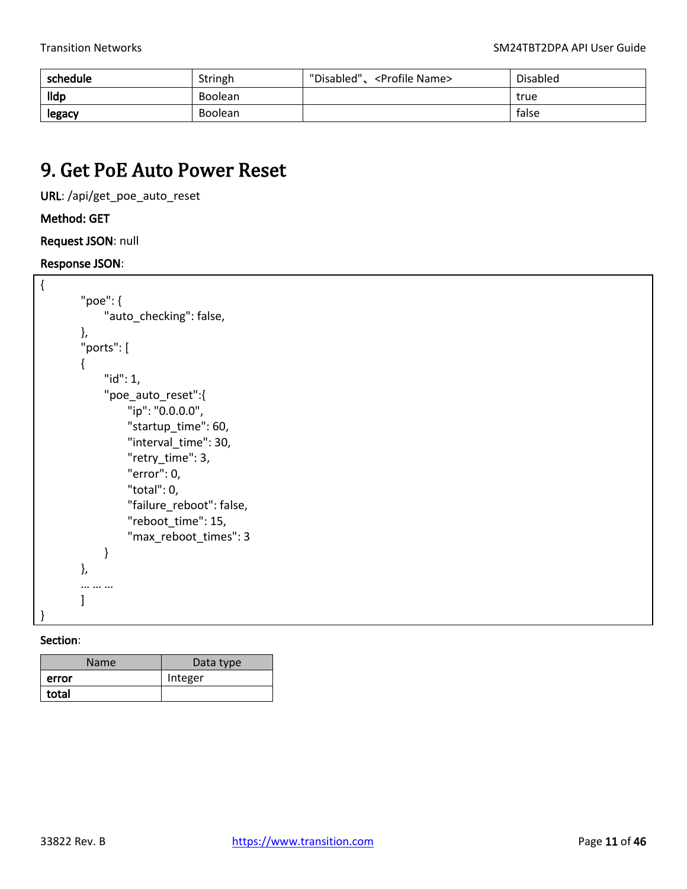| schedule | Stringh | "Disabled"、<Profile Name> | Disabled |
|---|---|---|---|
| lldp | Boolean | | true |
| legacy | Boolean | | false |

# 9. Get PoE Auto Power Reset

**URL**: /api/get_poe_auto_reset

**Method: GET**

**Request JSON**: null

**Response JSON**:

```
{
        "poe": {
              "auto_checking": false,
        },
        "ports": [
        {
              "id": 1,
              "poe_auto_reset":{
                    "ip": "0.0.0.0",
                    "startup_time": 60,
                    "interval_time": 30,
                    "retry_time": 3,
                    "error": 0,
                    "total": 0,
                    "failure_reboot": false,
                    "reboot_time": 15,
                    "max_reboot_times": 3
              }
        },
        … … …
        ]
}
```

**Section**:

| Name | Data type |
|---|---|
| **error** | Integer |
| **total** | |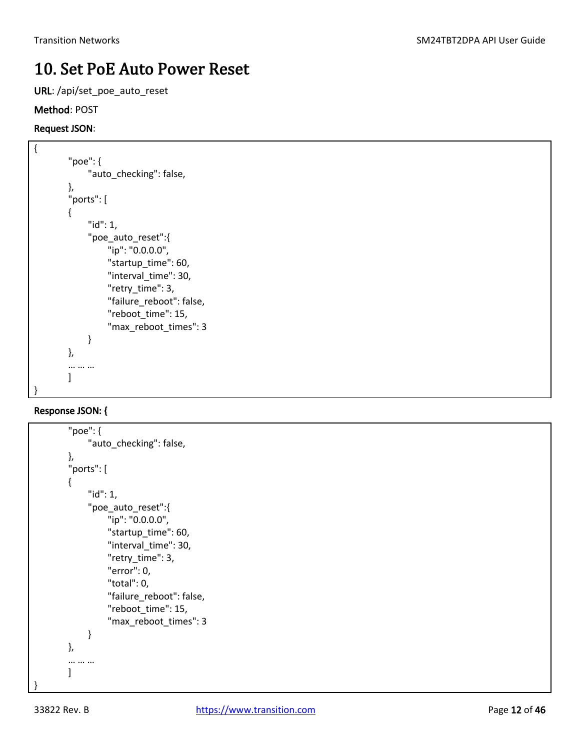# 10. Set PoE Auto Power Reset

**URL**: /api/set_poe_auto_reset

**Method**: POST

**Request JSON**:

```
{
        "poe": {
              "auto_checking": false,
        },
        "ports": [
        {
              "id": 1,
              "poe_auto_reset":{
                    "ip": "0.0.0.0",
                    "startup_time": 60,
                    "interval_time": 30,
                    "retry_time": 3,
                    "failure_reboot": false,
                    "reboot_time": 15,
                    "max_reboot_times": 3
              }
        },
        … … …
        ]
}
```

**Response JSON: {**

```
        "poe": {
              "auto_checking": false,
        },
        "ports": [
        {
              "id": 1,
              "poe_auto_reset":{
                    "ip": "0.0.0.0",
                    "startup_time": 60,
                    "interval_time": 30,
                    "retry_time": 3,
                    "error": 0,
                    "total": 0,
                    "failure_reboot": false,
                    "reboot_time": 15,
                    "max_reboot_times": 3
              }
        },
        … … …
        ]
}
```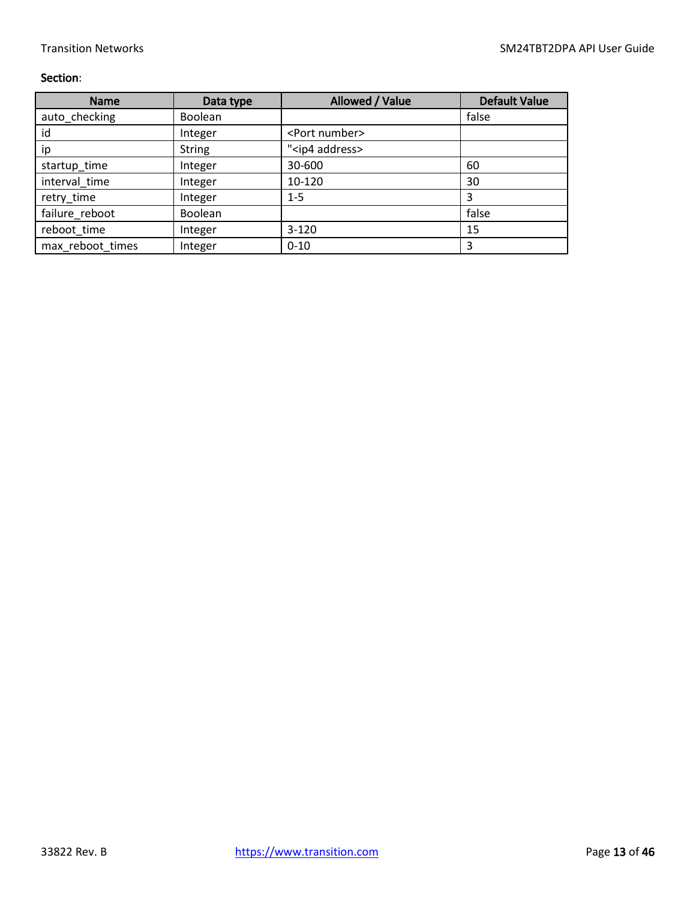**Section**:

| Name | Data type | Allowed / Value | Default Value |
|---|---|---|---|
| auto_checking | Boolean | | false |
| id | Integer | <Port number> | |
| ip | String | "<ip4 address> | |
| startup_time | Integer | 30-600 | 60 |
| interval_time | Integer | 10-120 | 30 |
| retry_time | Integer | 1-5 | 3 |
| failure_reboot | Boolean | | false |
| reboot_time | Integer | 3-120 | 15 |
| max_reboot_times | Integer | 0-10 | 3 |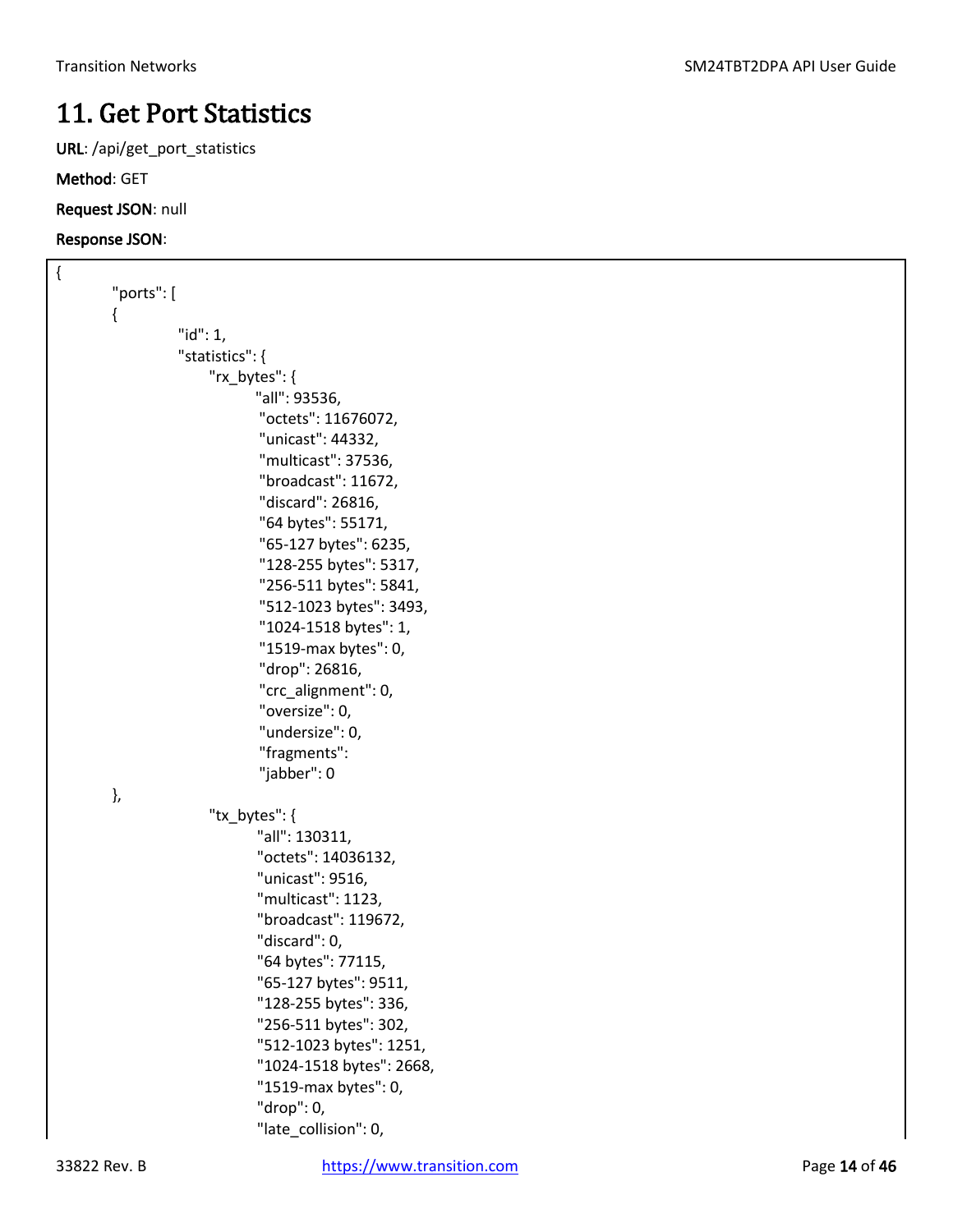# 11. Get Port Statistics

**URL**: /api/get_port_statistics

**Method**: GET

**Request JSON**: null

**Response JSON**:

```
{
    "ports": [
    {
        "id": 1,
        "statistics": {
            "rx_bytes": {
                "all": 93536,
                "octets": 11676072,
                "unicast": 44332,
                "multicast": 37536,
                "broadcast": 11672,
                "discard": 26816,
                "64 bytes": 55171,
                "65-127 bytes": 6235,
                "128-255 bytes": 5317,
                "256-511 bytes": 5841,
                "512-1023 bytes": 3493,
                "1024-1518 bytes": 1,
                "1519-max bytes": 0,
                "drop": 26816,
                "crc_alignment": 0,
                "oversize": 0,
                "undersize": 0,
                "fragments":
                "jabber": 0
    },
            "tx_bytes": {
                "all": 130311,
                "octets": 14036132,
                "unicast": 9516,
                "multicast": 1123,
                "broadcast": 119672,
                "discard": 0,
                "64 bytes": 77115,
                "65-127 bytes": 9511,
                "128-255 bytes": 336,
                "256-511 bytes": 302,
                "512-1023 bytes": 1251,
                "1024-1518 bytes": 2668,
                "1519-max bytes": 0,
                "drop": 0,
                "late_collision": 0,
```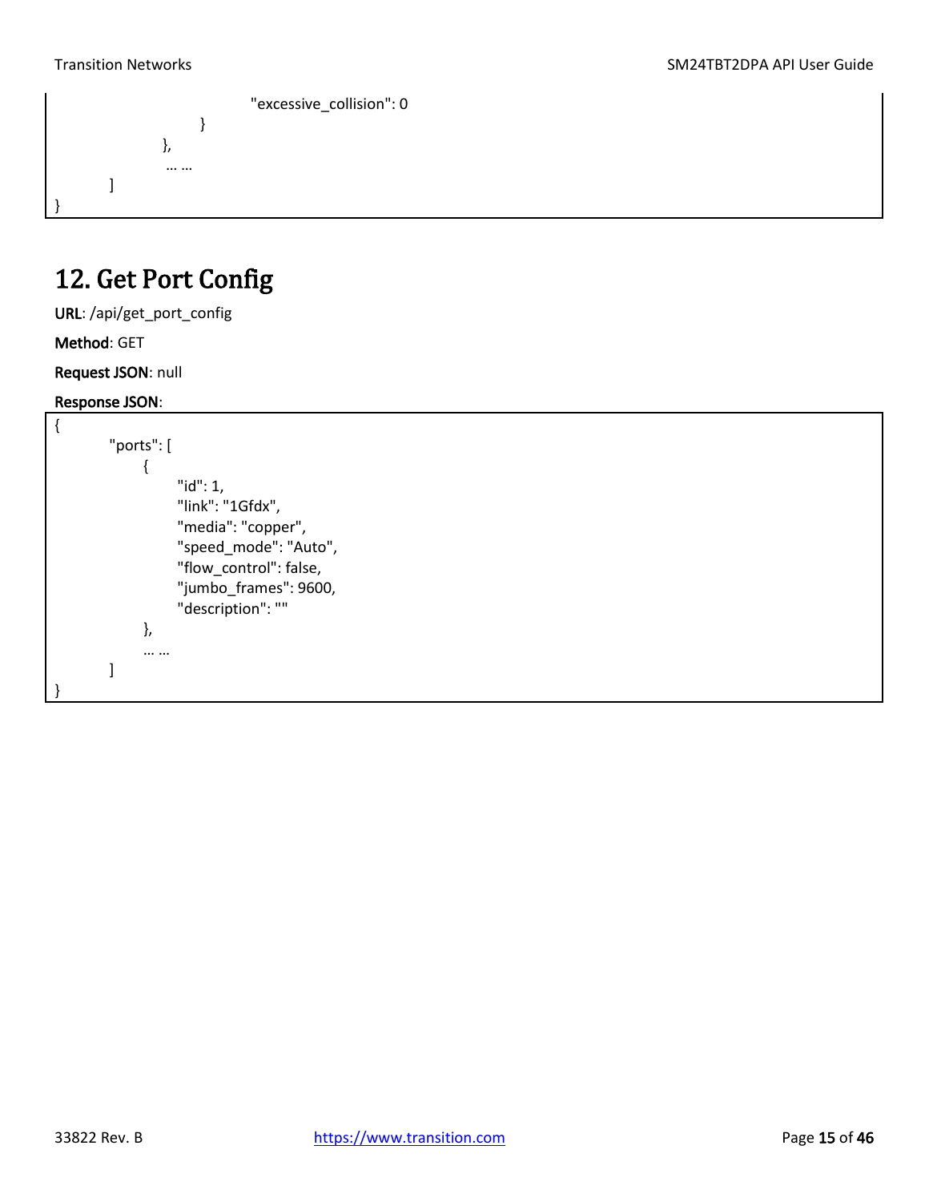```
                    "excessive_collision": 0
                }
            },
            … …
    ]
}
```

## 12. Get Port Config

**URL**: /api/get_port_config

**Method**: GET

**Request JSON**: null

**Response JSON**:

```
{
    "ports": [
        {
            "id": 1,
            "link": "1Gfdx",
            "media": "copper",
            "speed_mode": "Auto",
            "flow_control": false,
            "jumbo_frames": 9600,
            "description": ""
        },
        … …
    ]
}
```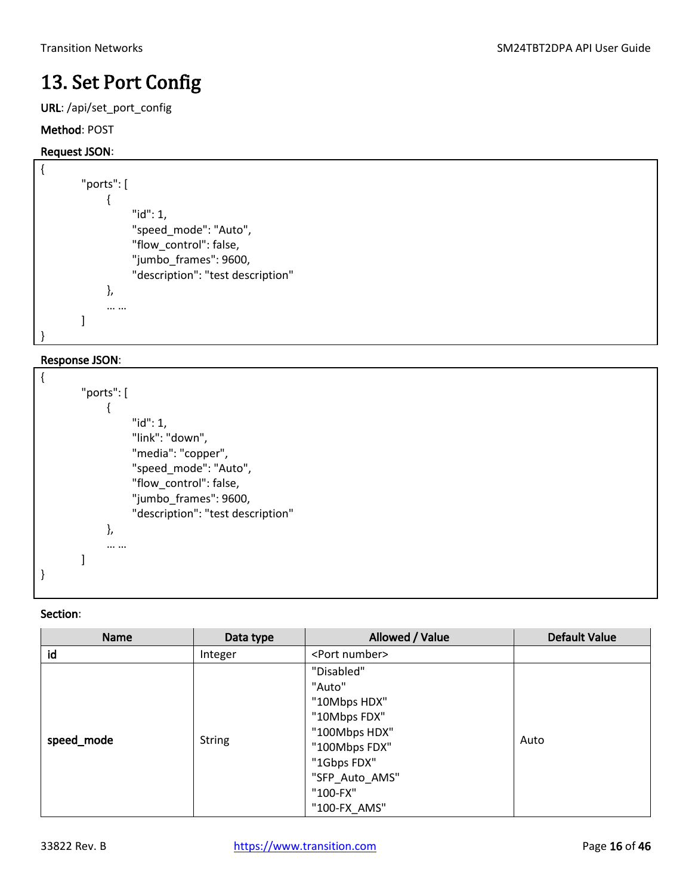# 13. Set Port Config

**URL**: /api/set_port_config

**Method**: POST

**Request JSON**:

```
{
        "ports": [
              {
                    "id": 1,
                    "speed_mode": "Auto",
                    "flow_control": false,
                    "jumbo_frames": 9600,
                    "description": "test description"
              },
              … …
        ]
}
```

**Response JSON**:

```
{
        "ports": [
              {
                    "id": 1,
                    "link": "down",
                    "media": "copper",
                    "speed_mode": "Auto",
                    "flow_control": false,
                    "jumbo_frames": 9600,
                    "description": "test description"
              },
              … …
        ]
}
```

**Section**:

| Name | Data type | Allowed / Value | Default Value |
|---|---|---|---|
| **id** | Integer | <Port number> | |
| **speed_mode** | String | "Disabled"<br>"Auto"<br>"10Mbps HDX"<br>"10Mbps FDX"<br>"100Mbps HDX"<br>"100Mbps FDX"<br>"1Gbps FDX"<br>"SFP_Auto_AMS"<br>"100-FX"<br>"100-FX_AMS" | Auto |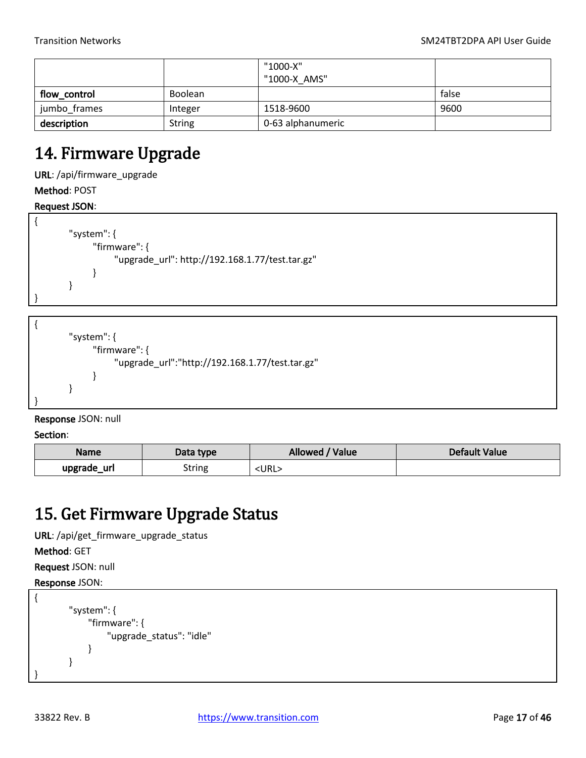| | | "1000-X"<br>"1000-X_AMS" | |
|---|---|---|---|
| **flow_control** | Boolean | | false |
| jumbo_frames | Integer | 1518-9600 | 9600 |
| **description** | String | 0-63 alphanumeric | |

# 14. Firmware Upgrade

**URL**: /api/firmware_upgrade

**Method**: POST

**Request JSON**:

```
{
        "system": {
                "firmware": {
                        "upgrade_url": http://192.168.1.77/test.tar.gz"
                }
        }
}
```

```
{
        "system": {
                "firmware": {
                        "upgrade_url":"http://192.168.1.77/test.tar.gz"
                }
        }
}
```

**Response** JSON: null

**Section**:

| Name | Data type | Allowed / Value | Default Value |
|---|---|---|---|
| **upgrade_url** | String | <URL> | |

# 15. Get Firmware Upgrade Status

**URL**: /api/get_firmware_upgrade_status

**Method**: GET

**Request** JSON: null

**Response** JSON:

```
{
        "system": {
                "firmware": {
                        "upgrade_status": "idle"
                }
        }
}
```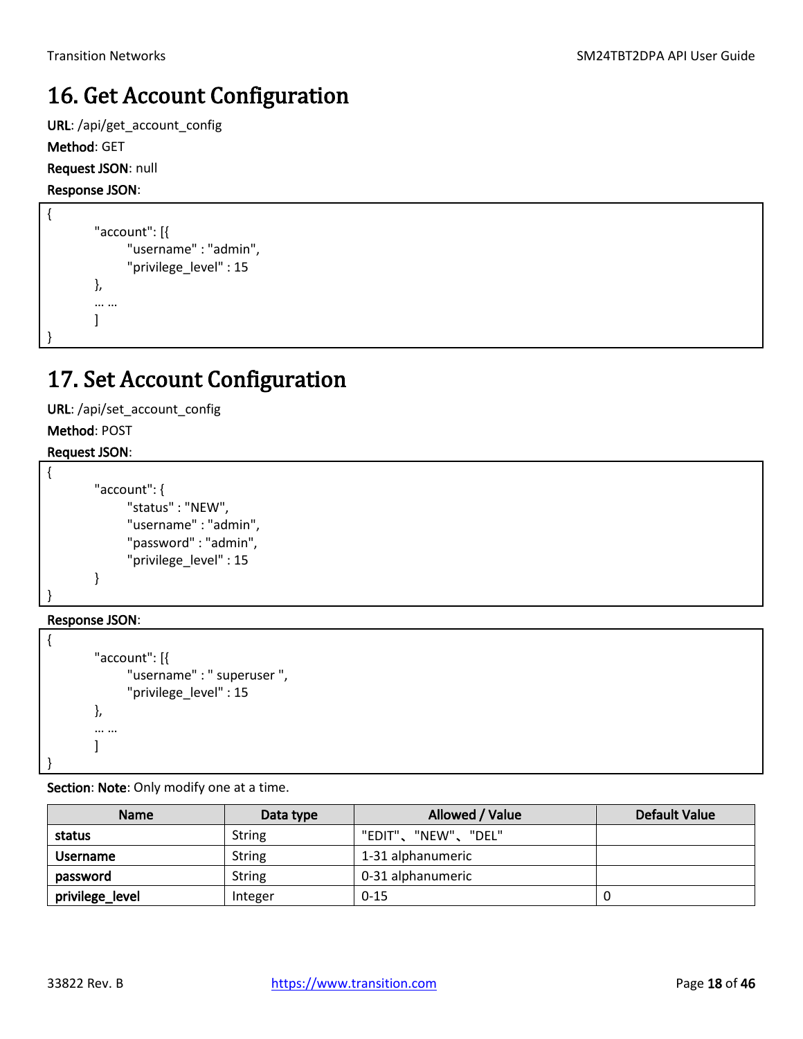# 16. Get Account Configuration

**URL**: /api/get_account_config

**Method**: GET

**Request JSON**: null

**Response JSON**:

```
{
        "account": [{
               "username" : "admin",
               "privilege_level" : 15
        },
        … …
        ]
}
```

# 17. Set Account Configuration

**URL**: /api/set_account_config

**Method**: POST

**Request JSON**:

```
{
        "account": {
               "status" : "NEW",
               "username" : "admin",
               "password" : "admin",
               "privilege_level" : 15
        }
}
```

**Response JSON**:

```
{
        "account": [{
               "username" : " superuser ",
               "privilege_level" : 15
        },
        … …
        ]
}
```

**Section**: **Note**: Only modify one at a time.

| Name | Data type | Allowed / Value | Default Value |
| --- | --- | --- | --- |
| **status** | String | "EDIT"、"NEW"、"DEL" | |
| **Username** | String | 1-31 alphanumeric | |
| **password** | String | 0-31 alphanumeric | |
| **privilege_level** | Integer | 0-15 | 0 |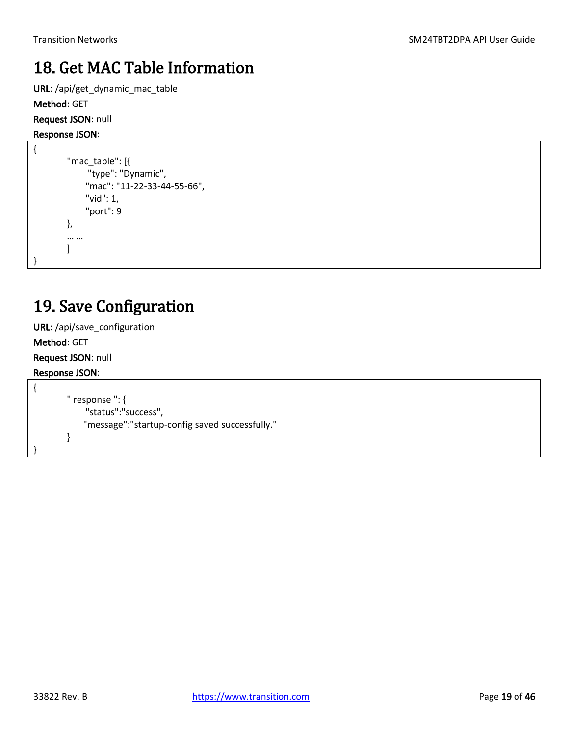# 18. Get MAC Table Information

**URL**: /api/get_dynamic_mac_table

**Method**: GET

**Request JSON**: null

**Response JSON**:

```
{
        "mac_table": [{
              "type": "Dynamic",
              "mac": "11-22-33-44-55-66",
              "vid": 1,
              "port": 9
        },
        … …
        ]
}
```

# 19. Save Configuration

**URL**: /api/save_configuration

**Method**: GET

**Request JSON**: null

**Response JSON**:

```
{
        " response ": {
              "status":"success",
              "message":"startup-config saved successfully."
        }
}
```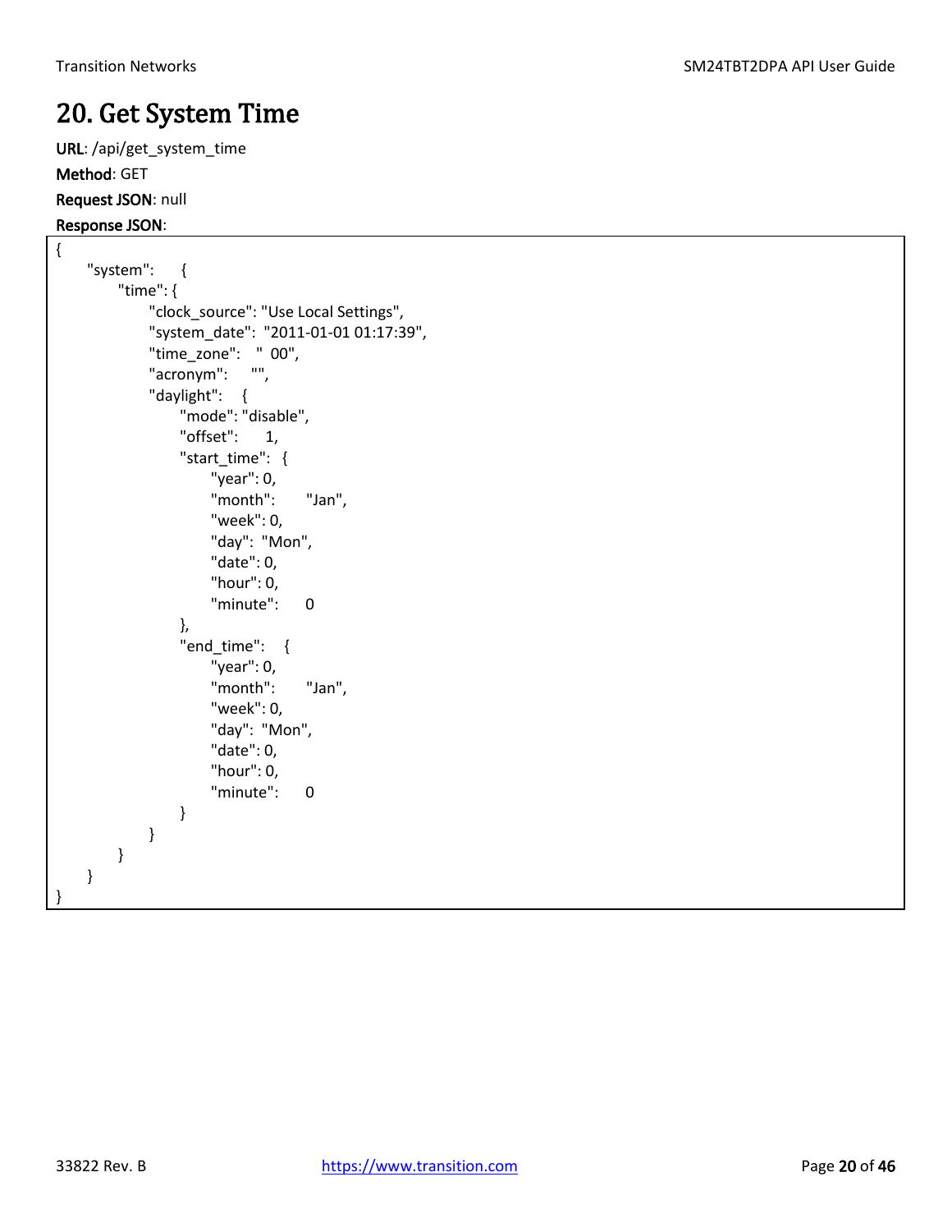# 20. Get System Time

**URL**: /api/get_system_time

**Method**: GET

**Request JSON**: null

**Response JSON**:

```
{
    "system":    {
        "time": {
            "clock_source": "Use Local Settings",
            "system_date":  "2011-01-01 01:17:39",
            "time_zone":   "  00",
            "acronym":    "",
            "daylight":   {
                "mode": "disable",
                "offset":     1,
                "start_time":  {
                    "year": 0,
                    "month":      "Jan",
                    "week": 0,
                    "day":  "Mon",
                    "date": 0,
                    "hour": 0,
                    "minute":     0
                },
                "end_time":   {
                    "year": 0,
                    "month":      "Jan",
                    "week": 0,
                    "day":  "Mon",
                    "date": 0,
                    "hour": 0,
                    "minute":     0
                }
            }
        }
    }
}
```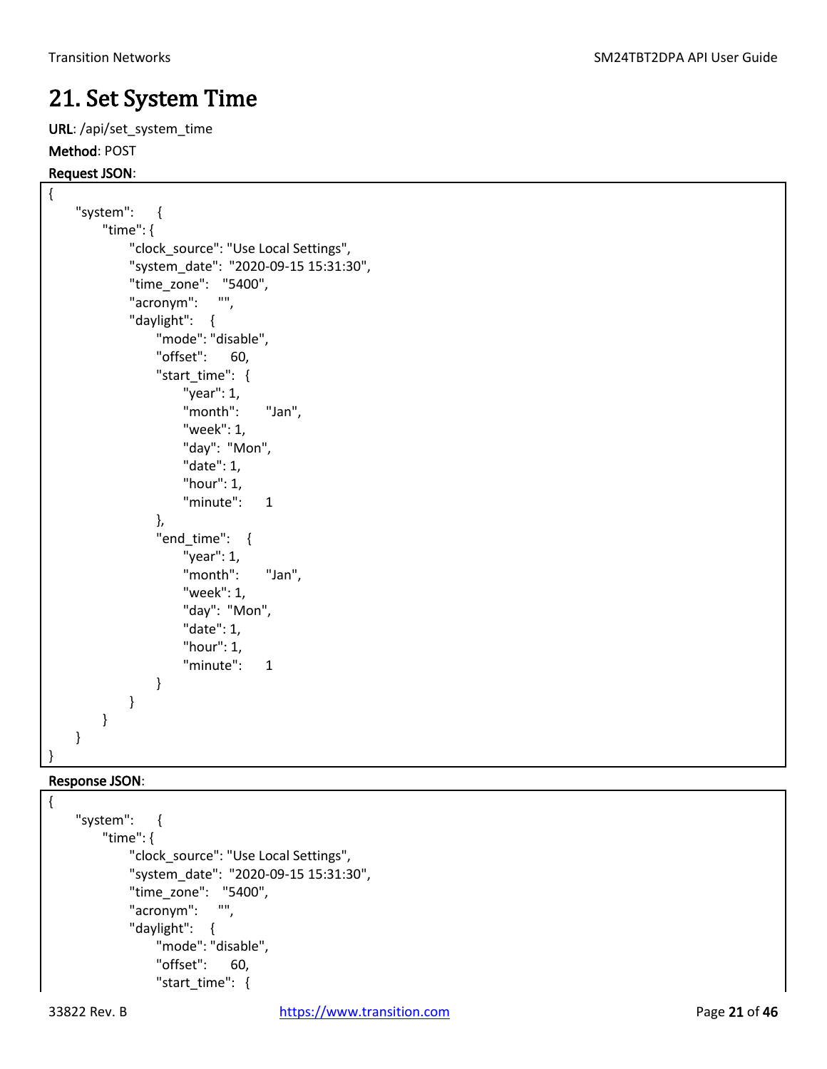# 21. Set System Time

**URL**: /api/set_system_time

**Method**: POST

**Request JSON**:

```
{
    "system":   {
        "time": {
            "clock_source": "Use Local Settings",
            "system_date":  "2020-09-15 15:31:30",
            "time_zone":    "5400",
            "acronym":      "",
            "daylight":     {
                "mode": "disable",
                "offset":       60,
                "start_time":   {
                    "year": 1,
                    "month":        "Jan",
                    "week": 1,
                    "day":  "Mon",
                    "date": 1,
                    "hour": 1,
                    "minute":       1
                },
                "end_time":     {
                    "year": 1,
                    "month":        "Jan",
                    "week": 1,
                    "day":  "Mon",
                    "date": 1,
                    "hour": 1,
                    "minute":       1
                }
            }
        }
    }
}
```

**Response JSON**:

```
{
    "system":   {
        "time": {
            "clock_source": "Use Local Settings",
            "system_date":  "2020-09-15 15:31:30",
            "time_zone":    "5400",
            "acronym":      "",
            "daylight":     {
                "mode": "disable",
                "offset":       60,
                "start_time":   {
```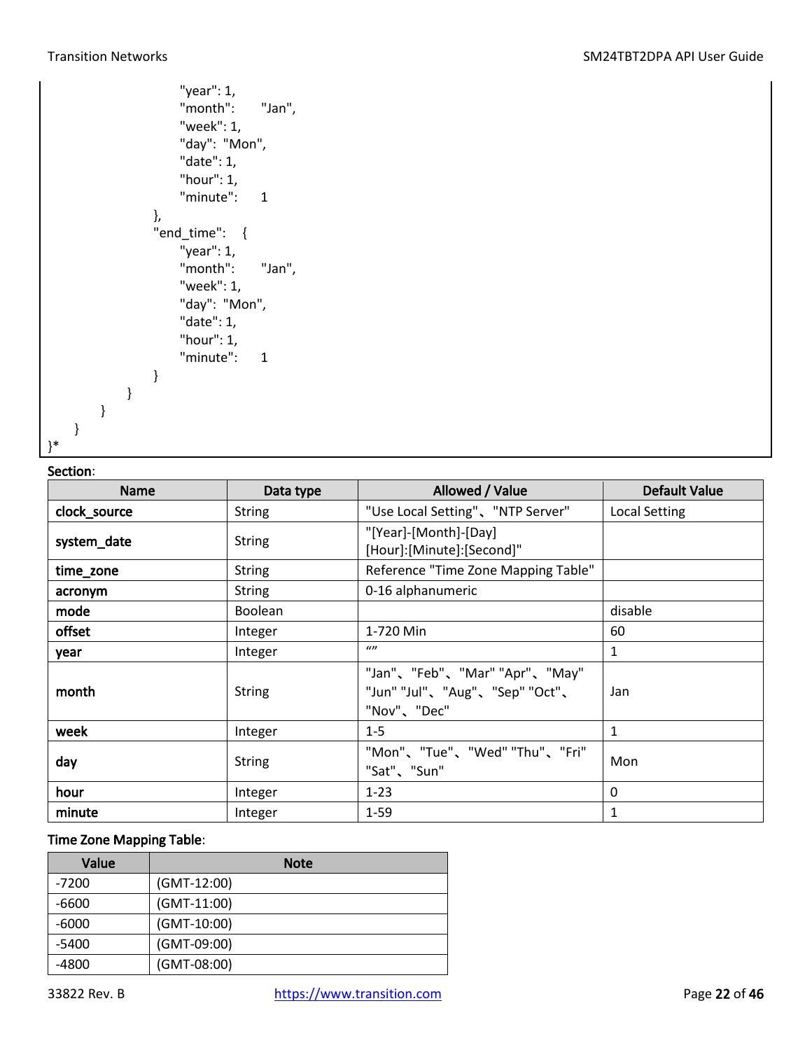```
                        "year": 1,
                        "month":      "Jan",
                        "week": 1,
                        "day":  "Mon",
                        "date": 1,
                        "hour": 1,
                        "minute":     1
                    },
                    "end_time":   {
                        "year": 1,
                        "month":      "Jan",
                        "week": 1,
                        "day":  "Mon",
                        "date": 1,
                        "hour": 1,
                        "minute":     1
                    }
                }
            }
        }
}*
```

**Section**:

| Name | Data type | Allowed / Value | Default Value |
|---|---|---|---|
| **clock_source** | String | "Use Local Setting"、"NTP Server" | Local Setting |
| **system_date** | String | "[Year]-[Month]-[Day] [Hour]:[Minute]:[Second]" | |
| **time_zone** | String | Reference "Time Zone Mapping Table" | |
| **acronym** | String | 0-16 alphanumeric | |
| **mode** | Boolean | | disable |
| **offset** | Integer | 1-720 Min | 60 |
| **year** | Integer | “” | 1 |
| **month** | String | "Jan"、"Feb"、"Mar" "Apr"、"May" "Jun" "Jul"、"Aug"、"Sep" "Oct"、"Nov"、"Dec" | Jan |
| **week** | Integer | 1-5 | 1 |
| **day** | String | "Mon"、"Tue"、"Wed" "Thu"、"Fri" "Sat"、"Sun" | Mon |
| **hour** | Integer | 1-23 | 0 |
| **minute** | Integer | 1-59 | 1 |

**Time Zone Mapping Table**:

| Value | Note |
|---|---|
| -7200 | (GMT-12:00) |
| -6600 | (GMT-11:00) |
| -6000 | (GMT-10:00) |
| -5400 | (GMT-09:00) |
| -4800 | (GMT-08:00) |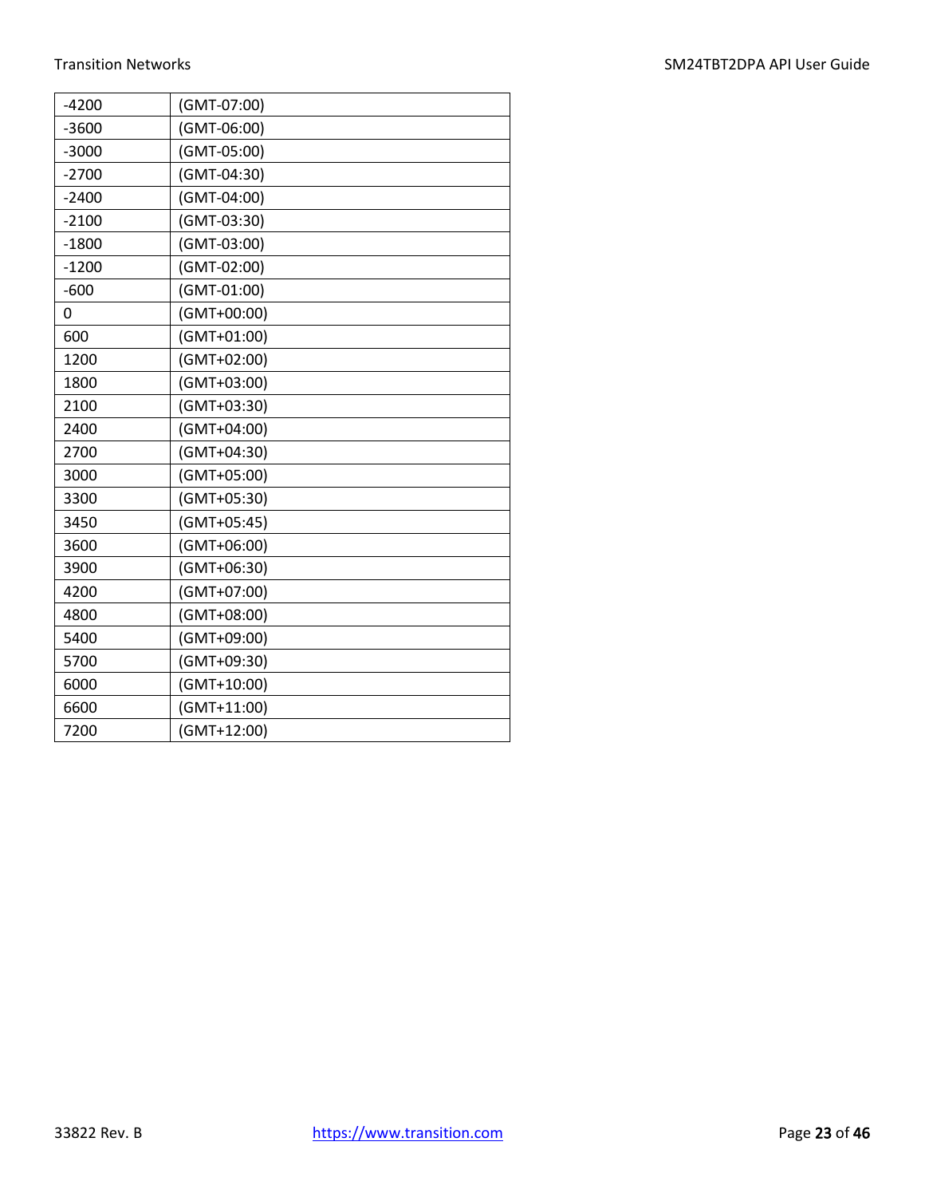| | |
|---|---|
| -4200 | (GMT-07:00) |
| -3600 | (GMT-06:00) |
| -3000 | (GMT-05:00) |
| -2700 | (GMT-04:30) |
| -2400 | (GMT-04:00) |
| -2100 | (GMT-03:30) |
| -1800 | (GMT-03:00) |
| -1200 | (GMT-02:00) |
| -600 | (GMT-01:00) |
| 0 | (GMT+00:00) |
| 600 | (GMT+01:00) |
| 1200 | (GMT+02:00) |
| 1800 | (GMT+03:00) |
| 2100 | (GMT+03:30) |
| 2400 | (GMT+04:00) |
| 2700 | (GMT+04:30) |
| 3000 | (GMT+05:00) |
| 3300 | (GMT+05:30) |
| 3450 | (GMT+05:45) |
| 3600 | (GMT+06:00) |
| 3900 | (GMT+06:30) |
| 4200 | (GMT+07:00) |
| 4800 | (GMT+08:00) |
| 5400 | (GMT+09:00) |
| 5700 | (GMT+09:30) |
| 6000 | (GMT+10:00) |
| 6600 | (GMT+11:00) |
| 7200 | (GMT+12:00) |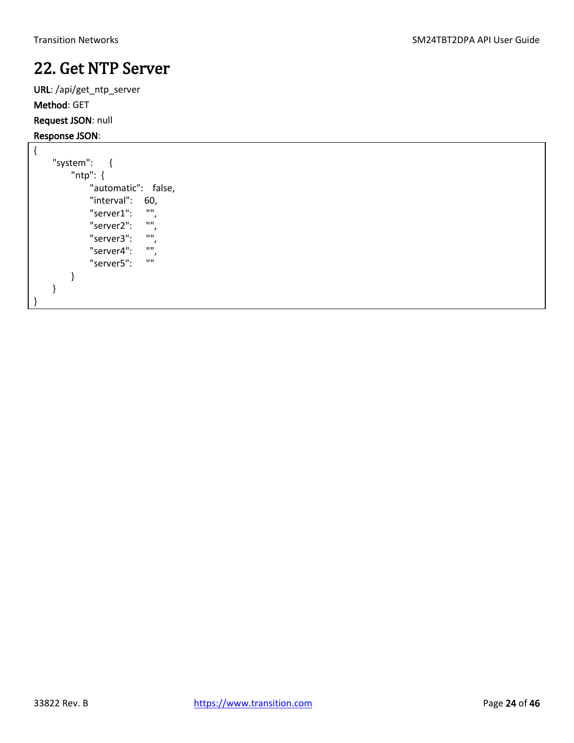# 22. Get NTP Server

**URL**: /api/get_ntp_server

**Method**: GET

**Request JSON**: null

**Response JSON**:

```
{
    "system":    {
        "ntp":  {
            "automatic":   false,
            "interval":    60,
            "server1":     "",
            "server2":     "",
            "server3":     "",
            "server4":     "",
            "server5":     ""
        }
    }
}
```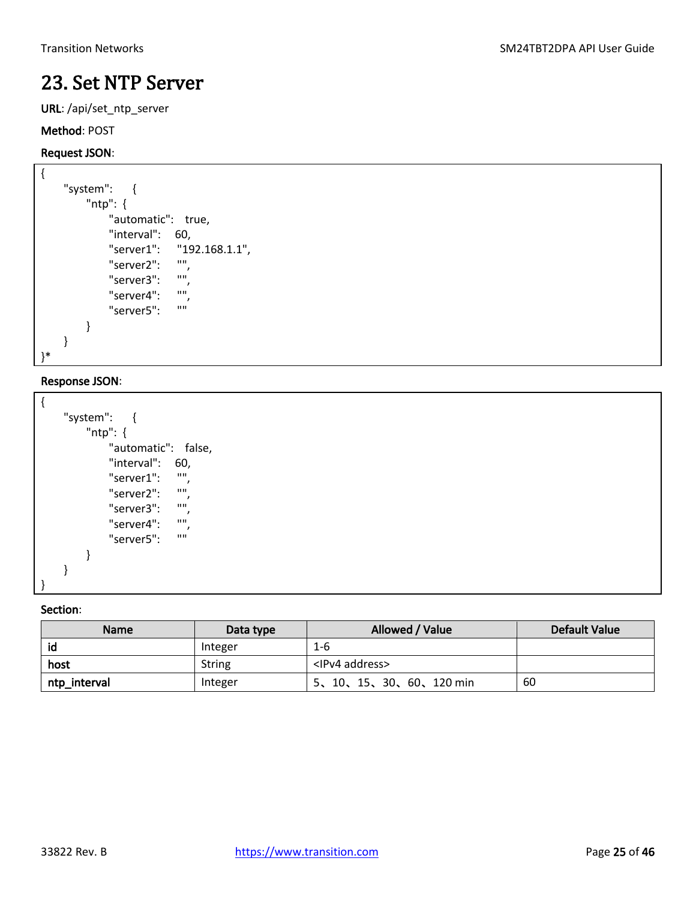# 23. Set NTP Server

**URL**: /api/set_ntp_server

**Method**: POST

**Request JSON**:

```
{
    "system":    {
        "ntp": {
            "automatic":   true,
            "interval":    60,
            "server1":     "192.168.1.1",
            "server2":     "",
            "server3":     "",
            "server4":     "",
            "server5":     ""
        }
    }
}*
```

**Response JSON**:

```
{
    "system":    {
        "ntp": {
            "automatic":   false,
            "interval":    60,
            "server1":     "",
            "server2":     "",
            "server3":     "",
            "server4":     "",
            "server5":     ""
        }
    }
}
```

**Section**:

| Name | Data type | Allowed / Value | Default Value |
|---|---|---|---|
| **id** | Integer | 1-6 | |
| **host** | String | <IPv4 address> | |
| **ntp_interval** | Integer | 5、10、15、30、60、120 min | 60 |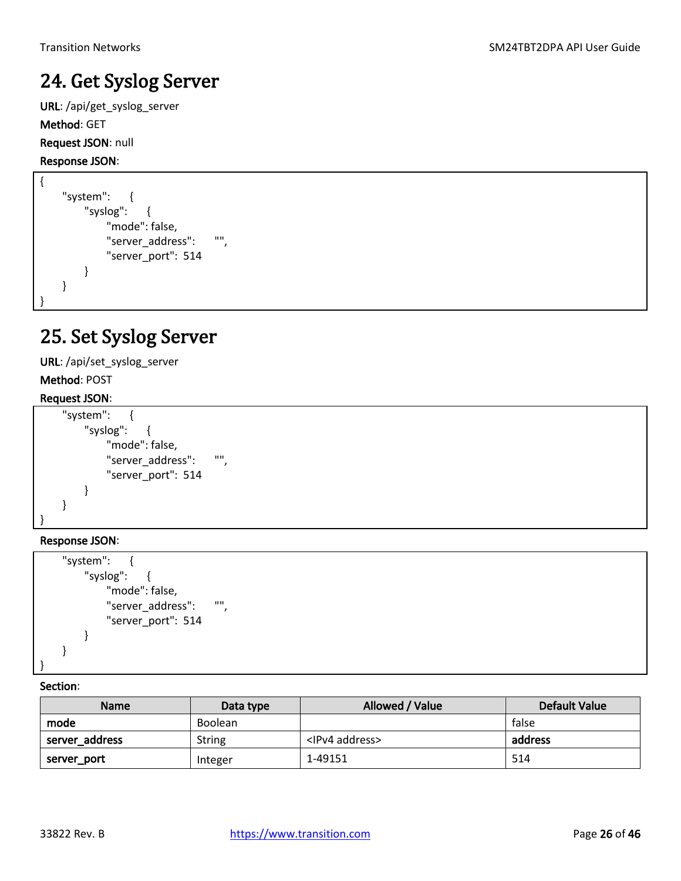# 24. Get Syslog Server

**URL**: /api/get_syslog_server

**Method**: GET

**Request JSON**: null

**Response JSON**:

```
{
    "system":    {
        "syslog":    {
            "mode": false,
            "server_address":    "",
            "server_port":  514
        }
    }
}
```

# 25. Set Syslog Server

**URL**: /api/set_syslog_server

**Method**: POST

**Request JSON**:

```
    "system":    {
        "syslog":    {
            "mode": false,
            "server_address":    "",
            "server_port":  514
        }
    }
}
```

**Response JSON**:

```
    "system":    {
        "syslog":    {
            "mode": false,
            "server_address":    "",
            "server_port":  514
        }
    }
}
```

**Section**:

| Name | Data type | Allowed / Value | Default Value |
|---|---|---|---|
| **mode** | Boolean | | false |
| **server_address** | String | <IPv4 address> | **address** |
| **server_port** | Integer | 1-49151 | 514 |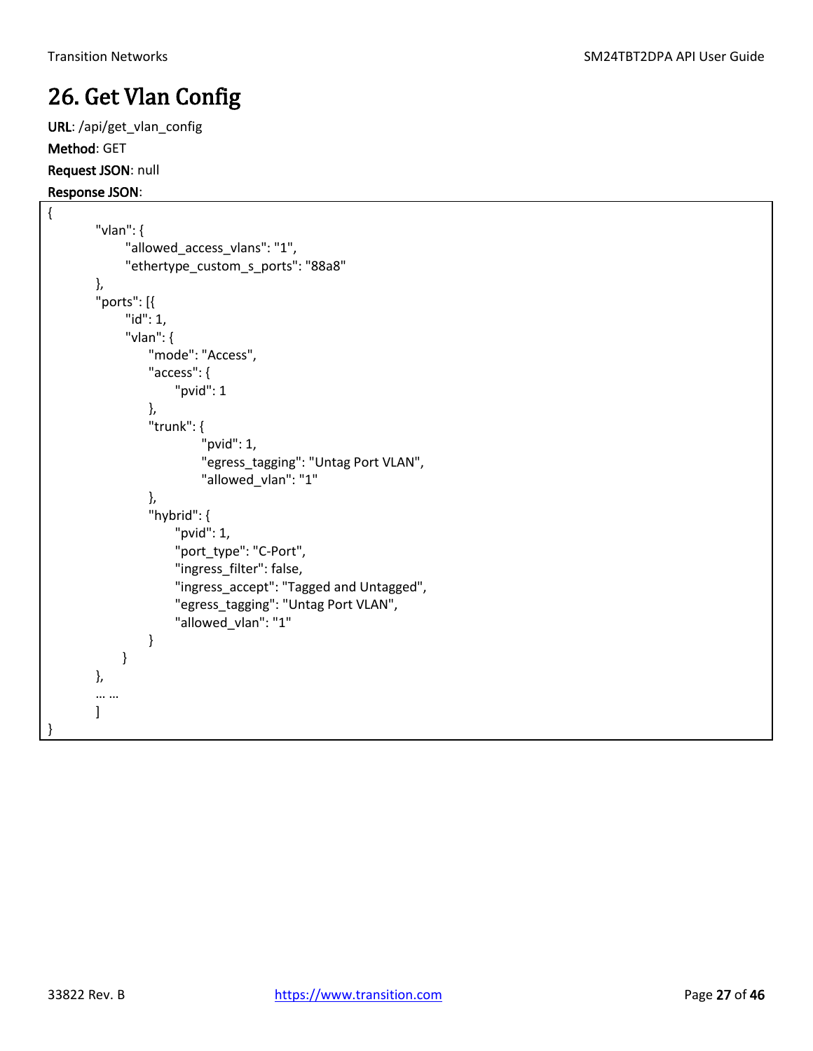# 26. Get Vlan Config

**URL**: /api/get_vlan_config

**Method**: GET

**Request JSON**: null

**Response JSON**:

```
{
    "vlan": {
        "allowed_access_vlans": "1",
        "ethertype_custom_s_ports": "88a8"
    },
    "ports": [{
        "id": 1,
        "vlan": {
            "mode": "Access",
            "access": {
                "pvid": 1
            },
            "trunk": {
                    "pvid": 1,
                    "egress_tagging": "Untag Port VLAN",
                    "allowed_vlan": "1"
            },
            "hybrid": {
                "pvid": 1,
                "port_type": "C-Port",
                "ingress_filter": false,
                "ingress_accept": "Tagged and Untagged",
                "egress_tagging": "Untag Port VLAN",
                "allowed_vlan": "1"
            }
        }
    },
    … …
    ]
}
```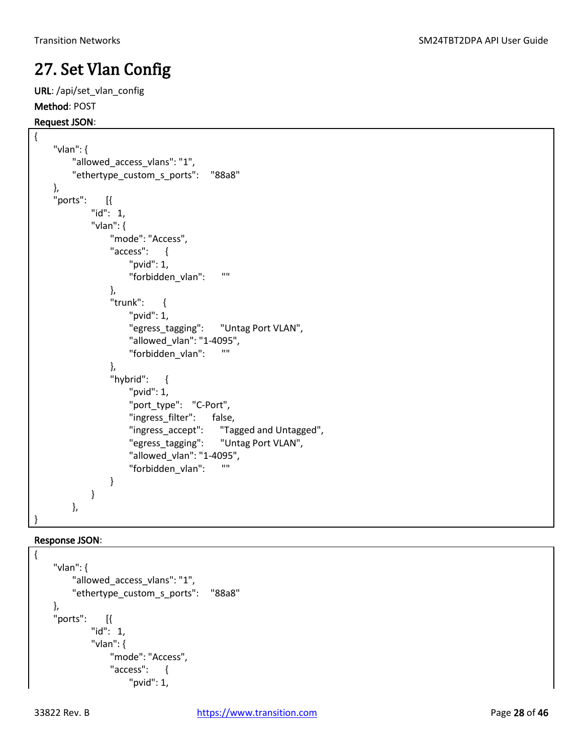# 27. Set Vlan Config

**URL**: /api/set_vlan_config

**Method**: POST

**Request JSON**:

```
{
    "vlan": {
        "allowed_access_vlans": "1",
        "ethertype_custom_s_ports":    "88a8"
    },
    "ports":    [{
            "id":  1,
            "vlan": {
                "mode": "Access",
                "access":    {
                    "pvid": 1,
                    "forbidden_vlan":    ""
                },
                "trunk":    {
                    "pvid": 1,
                    "egress_tagging":    "Untag Port VLAN",
                    "allowed_vlan": "1-4095",
                    "forbidden_vlan":    ""
                },
                "hybrid":    {
                    "pvid": 1,
                    "port_type":   "C-Port",
                    "ingress_filter":    false,
                    "ingress_accept":    "Tagged and Untagged",
                    "egress_tagging":    "Untag Port VLAN",
                    "allowed_vlan": "1-4095",
                    "forbidden_vlan":    ""
                }
            }
        },
}
```

**Response JSON**:

```
{
    "vlan": {
        "allowed_access_vlans": "1",
        "ethertype_custom_s_ports":    "88a8"
    },
    "ports":    [{
            "id":  1,
            "vlan": {
                "mode": "Access",
                "access":    {
                    "pvid": 1,
```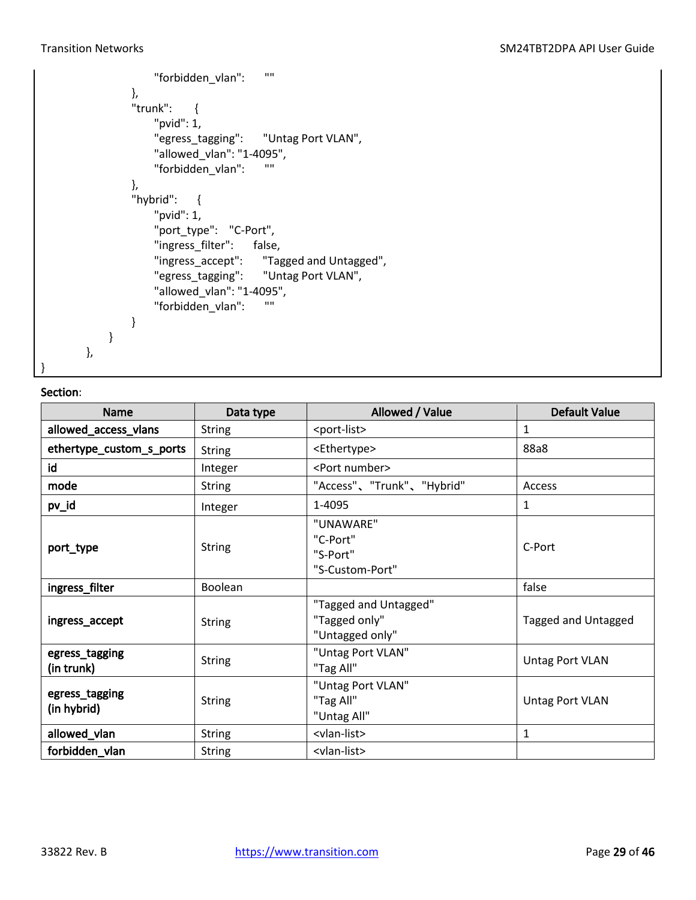```
                    "forbidden_vlan":      ""
                },
                "trunk":      {
                    "pvid": 1,
                    "egress_tagging":      "Untag Port VLAN",
                    "allowed_vlan": "1-4095",
                    "forbidden_vlan":      ""
                },
                "hybrid":      {
                    "pvid": 1,
                    "port_type":    "C-Port",
                    "ingress_filter":      false,
                    "ingress_accept":      "Tagged and Untagged",
                    "egress_tagging":      "Untag Port VLAN",
                    "allowed_vlan": "1-4095",
                    "forbidden_vlan":      ""
                }
            }
        },
}
```

**Section**:

| Name | Data type | Allowed / Value | Default Value |
|---|---|---|---|
| **allowed_access_vlans** | String | <port-list> | 1 |
| **ethertype_custom_s_ports** | String | <Ethertype> | 88a8 |
| **id** | Integer | <Port number> | |
| **mode** | String | "Access"、"Trunk"、"Hybrid" | Access |
| **pv_id** | Integer | 1-4095 | 1 |
| **port_type** | String | "UNAWARE"<br>"C-Port"<br>"S-Port"<br>"S-Custom-Port" | C-Port |
| **ingress_filter** | Boolean | | false |
| **ingress_accept** | String | "Tagged and Untagged"<br>"Tagged only"<br>"Untagged only" | Tagged and Untagged |
| **egress_tagging (in trunk)** | String | "Untag Port VLAN"<br>"Tag All" | Untag Port VLAN |
| **egress_tagging (in hybrid)** | String | "Untag Port VLAN"<br>"Tag All"<br>"Untag All" | Untag Port VLAN |
| **allowed_vlan** | String | <vlan-list> | 1 |
| **forbidden_vlan** | String | <vlan-list> | |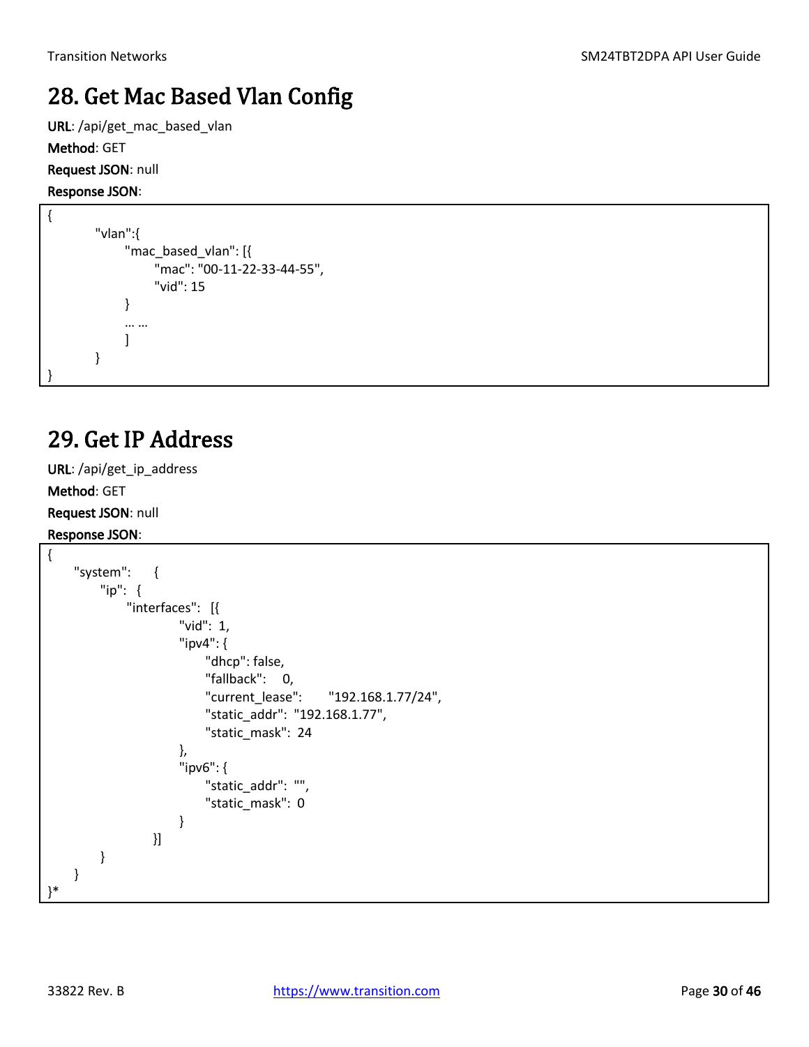# 28. Get Mac Based Vlan Config

**URL**: /api/get_mac_based_vlan

**Method**: GET

**Request JSON**: null

**Response JSON**:

```
{
        "vlan":{
              "mac_based_vlan": [{
                     "mac": "00-11-22-33-44-55",
                     "vid": 15
              }
              … …
              ]
        }
}
```

# 29. Get IP Address

**URL**: /api/get_ip_address

**Method**: GET

**Request JSON**: null

**Response JSON**:

```
{
      "system":      {
            "ip":   {
                  "interfaces":   [{
                              "vid":  1,
                              "ipv4": {
                                    "dhcp": false,
                                    "fallback":    0,
                                    "current_lease":      "192.168.1.77/24",
                                    "static_addr":  "192.168.1.77",
                                    "static_mask":  24
                              },
                              "ipv6": {
                                    "static_addr":  "",
                                    "static_mask":  0
                              }
                        }]
            }
      }
}*
```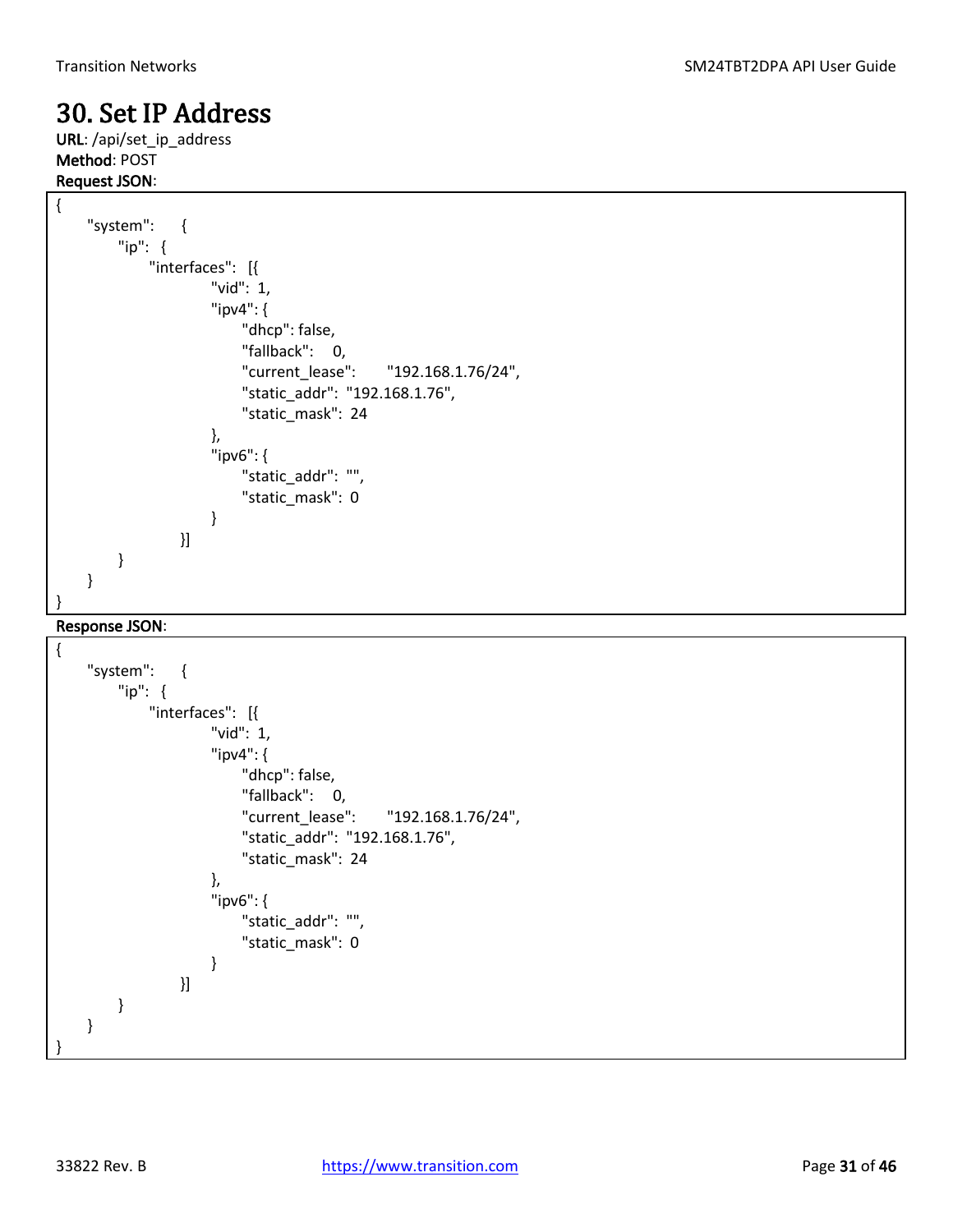# 30. Set IP Address

**URL**: /api/set_ip_address
**Method**: POST
**Request JSON**:

```
{
    "system":   {
        "ip":  {
            "interfaces":  [{
                    "vid":  1,
                    "ipv4": {
                        "dhcp": false,
                        "fallback":   0,
                        "current_lease":    "192.168.1.76/24",
                        "static_addr":  "192.168.1.76",
                        "static_mask":  24
                    },
                    "ipv6": {
                        "static_addr":  "",
                        "static_mask":  0
                    }
                }]
        }
    }
}
```

**Response JSON**:

```
{
    "system":   {
        "ip":  {
            "interfaces":  [{
                    "vid":  1,
                    "ipv4": {
                        "dhcp": false,
                        "fallback":   0,
                        "current_lease":    "192.168.1.76/24",
                        "static_addr":  "192.168.1.76",
                        "static_mask":  24
                    },
                    "ipv6": {
                        "static_addr":  "",
                        "static_mask":  0
                    }
                }]
        }
    }
}
```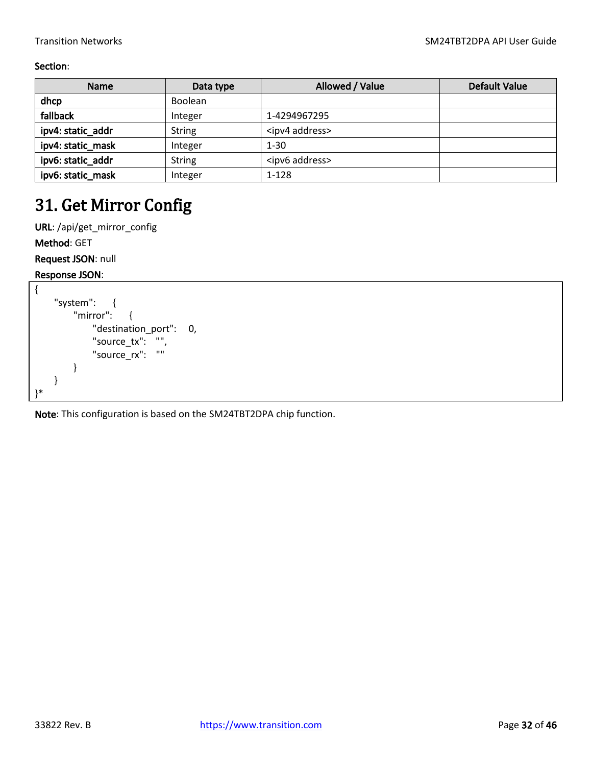**Section**:

| Name | Data type | Allowed / Value | Default Value |
|---|---|---|---|
| **dhcp** | Boolean | | |
| **fallback** | Integer | 1-4294967295 | |
| **ipv4: static_addr** | String | <ipv4 address> | |
| **ipv4: static_mask** | Integer | 1-30 | |
| **ipv6: static_addr** | String | <ipv6 address> | |
| **ipv6: static_mask** | Integer | 1-128 | |

# 31. Get Mirror Config

**URL**: /api/get_mirror_config

**Method**: GET

**Request JSON**: null

**Response JSON**:

```
{
	"system":	{
		"mirror":	{
			"destination_port":	0,
			"source_tx":	"",
			"source_rx":	""
		}
	}
}*
```

**Note**: This configuration is based on the SM24TBT2DPA chip function.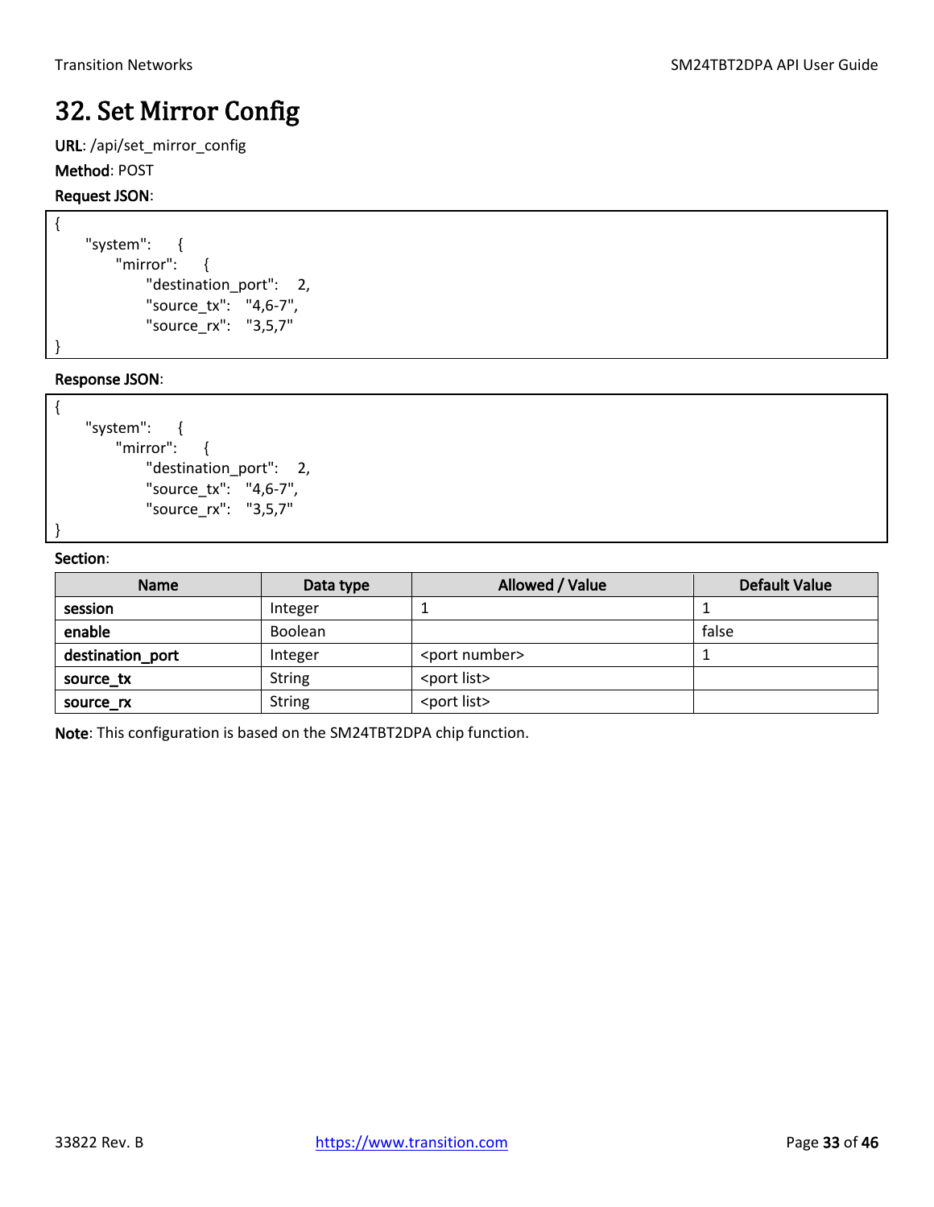# 32. Set Mirror Config

**URL**: /api/set_mirror_config

**Method**: POST

**Request JSON**:

```
{
    "system":    {
        "mirror":    {
            "destination_port":    2,
            "source_tx":    "4,6-7",
            "source_rx":    "3,5,7"
}
```

**Response JSON**:

```
{
    "system":    {
        "mirror":    {
            "destination_port":    2,
            "source_tx":    "4,6-7",
            "source_rx":    "3,5,7"
}
```

**Section**:

| Name | Data type | Allowed / Value | Default Value |
|---|---|---|---|
| **session** | Integer | 1 | 1 |
| **enable** | Boolean | | false |
| **destination_port** | Integer | <port number> | 1 |
| **source_tx** | String | <port list> | |
| **source_rx** | String | <port list> | |

**Note**: This configuration is based on the SM24TBT2DPA chip function.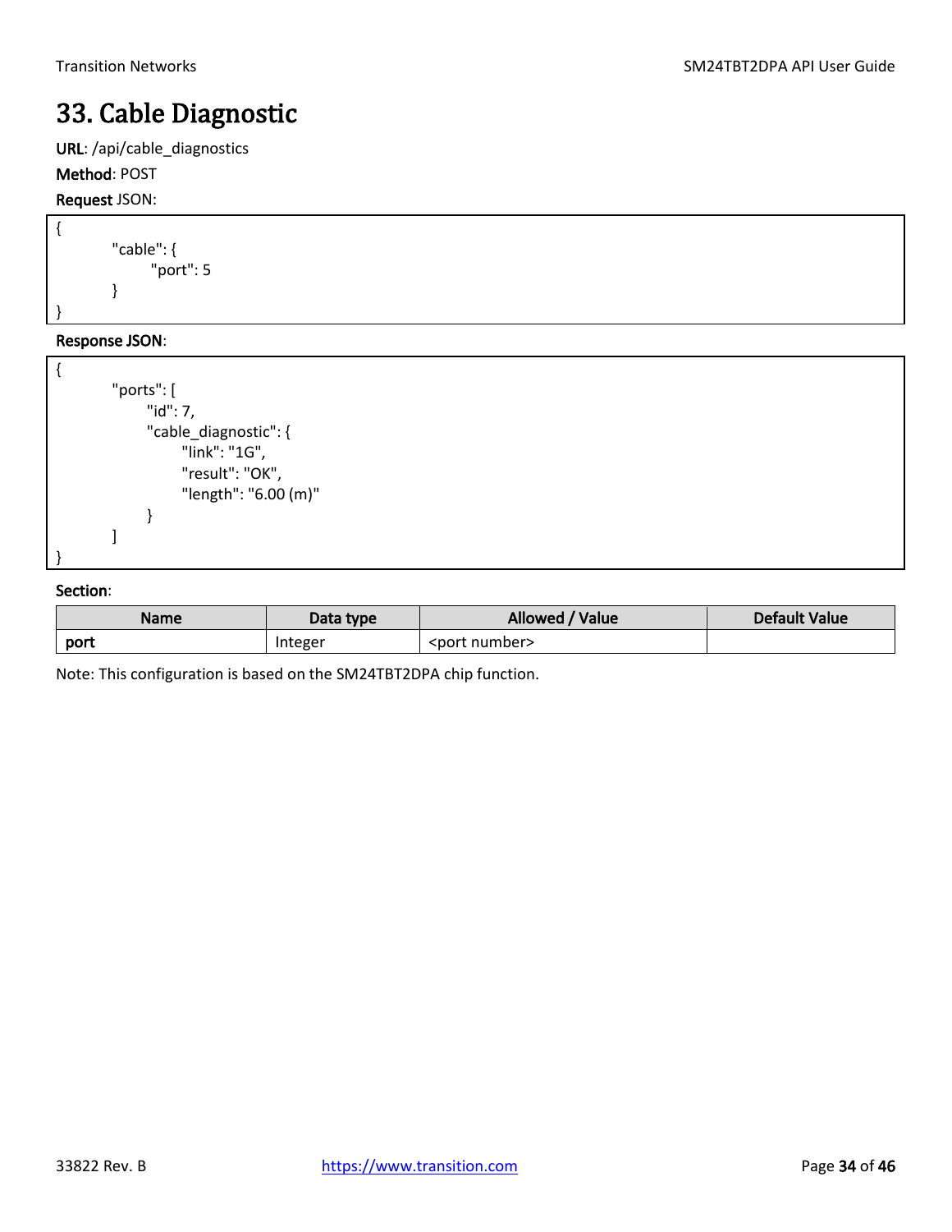# 33. Cable Diagnostic

**URL**: /api/cable_diagnostics

**Method**: POST

**Request** JSON:

```
{
        "cable": {
              "port": 5
        }
}
```

**Response JSON**:

```
{
        "ports": [
              "id": 7,
              "cable_diagnostic": {
                    "link": "1G",
                    "result": "OK",
                    "length": "6.00 (m)"
              }
        ]
}
```

**Section**:

| Name | Data type | Allowed / Value | Default Value |
|---|---|---|---|
| **port** | Integer | <port number> | |

Note: This configuration is based on the SM24TBT2DPA chip function.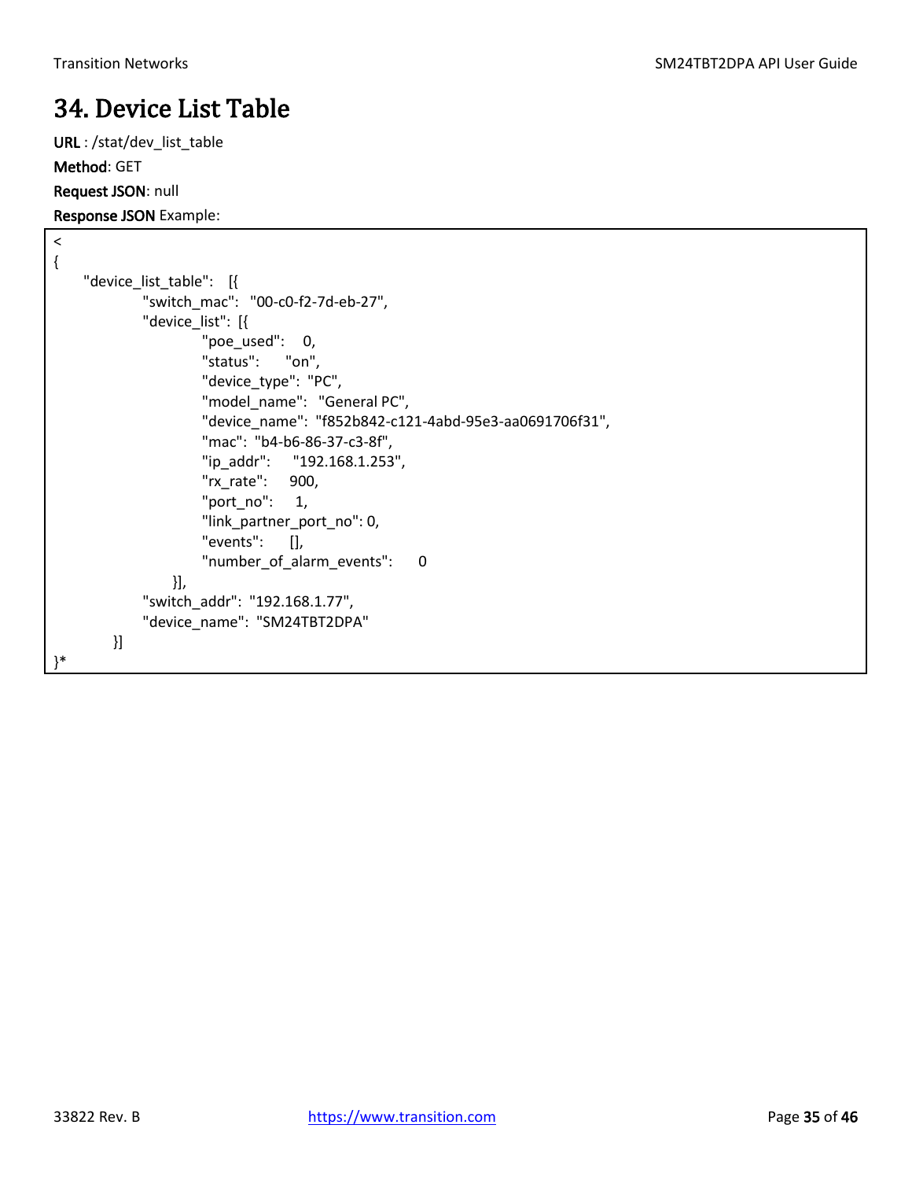# 34. Device List Table

**URL** : /stat/dev_list_table

**Method**: GET

**Request JSON**: null

**Response JSON** Example:

```
<
{
    "device_list_table":   [{
            "switch_mac":   "00-c0-f2-7d-eb-27",
            "device_list":  [{
                    "poe_used":    0,
                    "status":      "on",
                    "device_type":  "PC",
                    "model_name":   "General PC",
                    "device_name":  "f852b842-c121-4abd-95e3-aa0691706f31",
                    "mac":  "b4-b6-86-37-c3-8f",
                    "ip_addr":     "192.168.1.253",
                    "rx_rate":     900,
                    "port_no":     1,
                    "link_partner_port_no": 0,
                    "events":      [],
                    "number_of_alarm_events":      0
                }],
            "switch_addr":  "192.168.1.77",
            "device_name":  "SM24TBT2DPA"
        }]
}*
```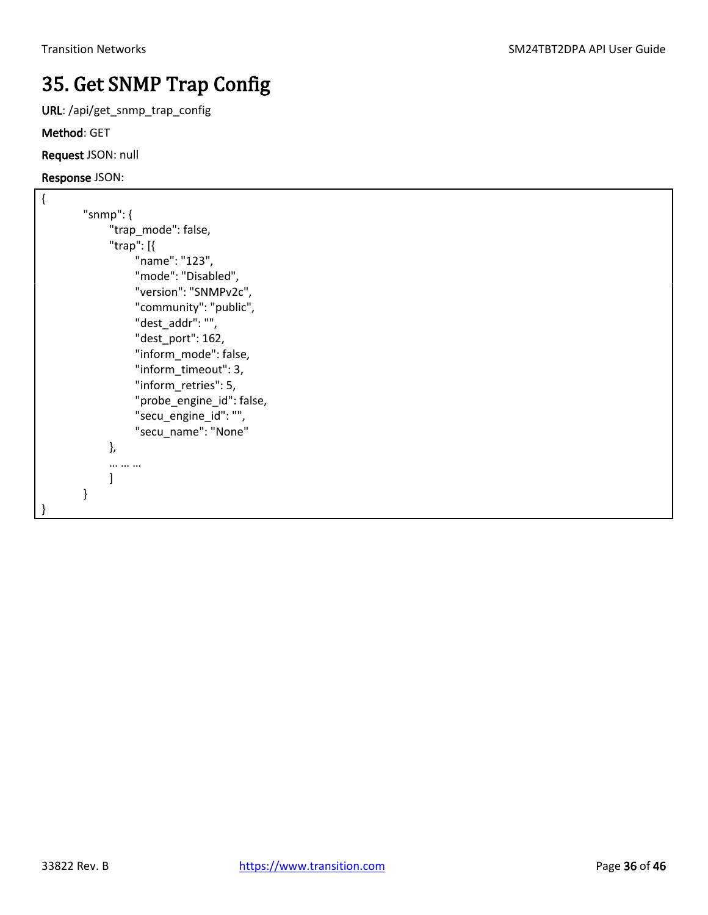# 35. Get SNMP Trap Config

**URL**: /api/get_snmp_trap_config

**Method**: GET

**Request** JSON: null

**Response** JSON:

```
{
        "snmp": {
            "trap_mode": false,
            "trap": [{
                "name": "123",
                "mode": "Disabled",
                "version": "SNMPv2c",
                "community": "public",
                "dest_addr": "",
                "dest_port": 162,
                "inform_mode": false,
                "inform_timeout": 3,
                "inform_retries": 5,
                "probe_engine_id": false,
                "secu_engine_id": "",
                "secu_name": "None"
            },
            … … …
            ]
        }
}
```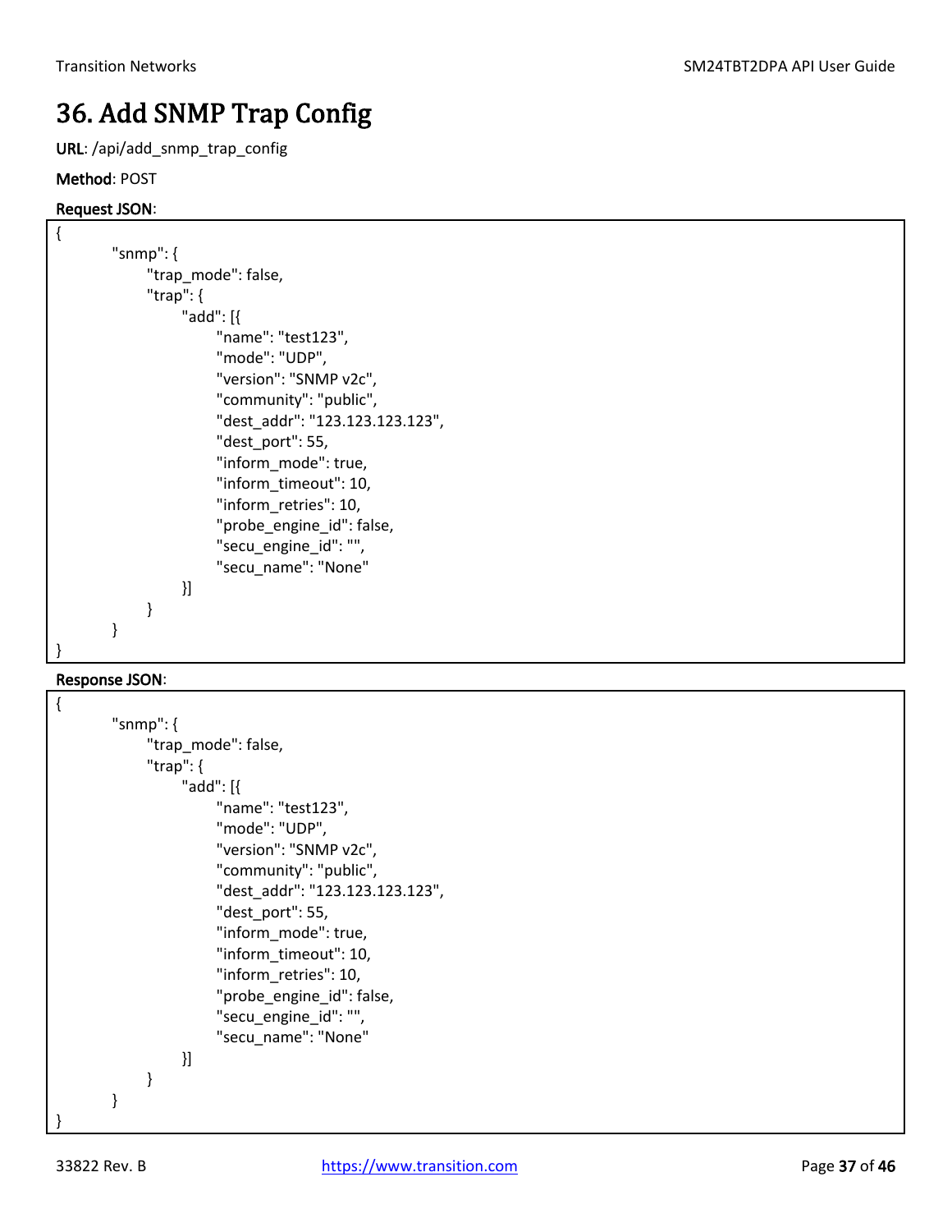# 36. Add SNMP Trap Config

**URL**: /api/add_snmp_trap_config

**Method**: POST

**Request JSON**:

```
{
        "snmp": {
                "trap_mode": false,
                "trap": {
                        "add": [{
                                "name": "test123",
                                "mode": "UDP",
                                "version": "SNMP v2c",
                                "community": "public",
                                "dest_addr": "123.123.123.123",
                                "dest_port": 55,
                                "inform_mode": true,
                                "inform_timeout": 10,
                                "inform_retries": 10,
                                "probe_engine_id": false,
                                "secu_engine_id": "",
                                "secu_name": "None"
                        }]
                }
        }
}
```

**Response JSON**:

```
{
        "snmp": {
                "trap_mode": false,
                "trap": {
                        "add": [{
                                "name": "test123",
                                "mode": "UDP",
                                "version": "SNMP v2c",
                                "community": "public",
                                "dest_addr": "123.123.123.123",
                                "dest_port": 55,
                                "inform_mode": true,
                                "inform_timeout": 10,
                                "inform_retries": 10,
                                "probe_engine_id": false,
                                "secu_engine_id": "",
                                "secu_name": "None"
                        }]
                }
        }
}
```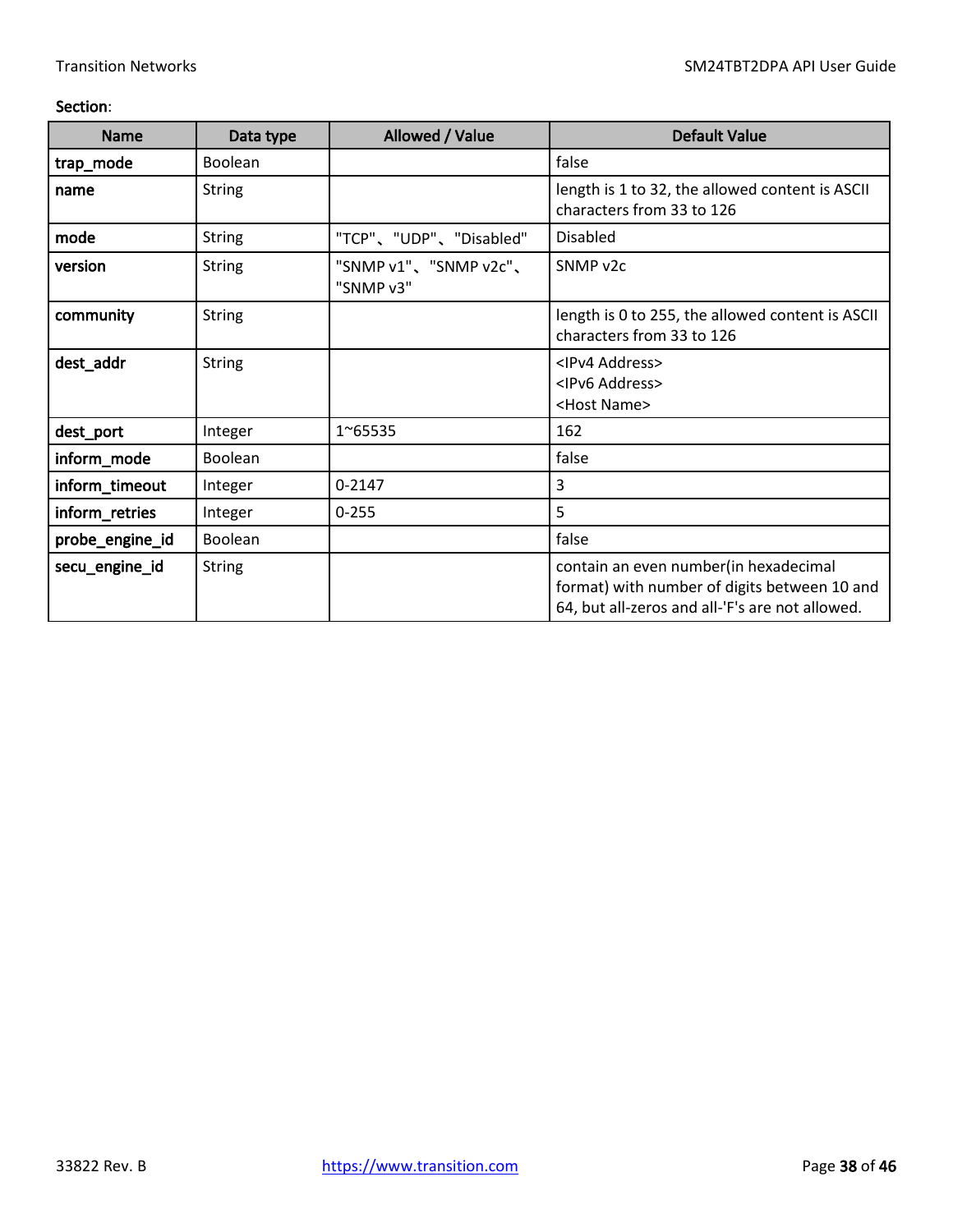**Section**:

| Name | Data type | Allowed / Value | Default Value |
|---|---|---|---|
| **trap_mode** | Boolean | | false |
| **name** | String | | length is 1 to 32, the allowed content is ASCII characters from 33 to 126 |
| **mode** | String | "TCP"、"UDP"、"Disabled" | Disabled |
| **version** | String | "SNMP v1"、"SNMP v2c"、"SNMP v3" | SNMP v2c |
| **community** | String | | length is 0 to 255, the allowed content is ASCII characters from 33 to 126 |
| **dest_addr** | String | | <IPv4 Address><br><IPv6 Address><br><Host Name> |
| **dest_port** | Integer | 1~65535 | 162 |
| **inform_mode** | Boolean | | false |
| **inform_timeout** | Integer | 0-2147 | 3 |
| **inform_retries** | Integer | 0-255 | 5 |
| **probe_engine_id** | Boolean | | false |
| **secu_engine_id** | String | | contain an even number(in hexadecimal format) with number of digits between 10 and 64, but all-zeros and all-'F's are not allowed. |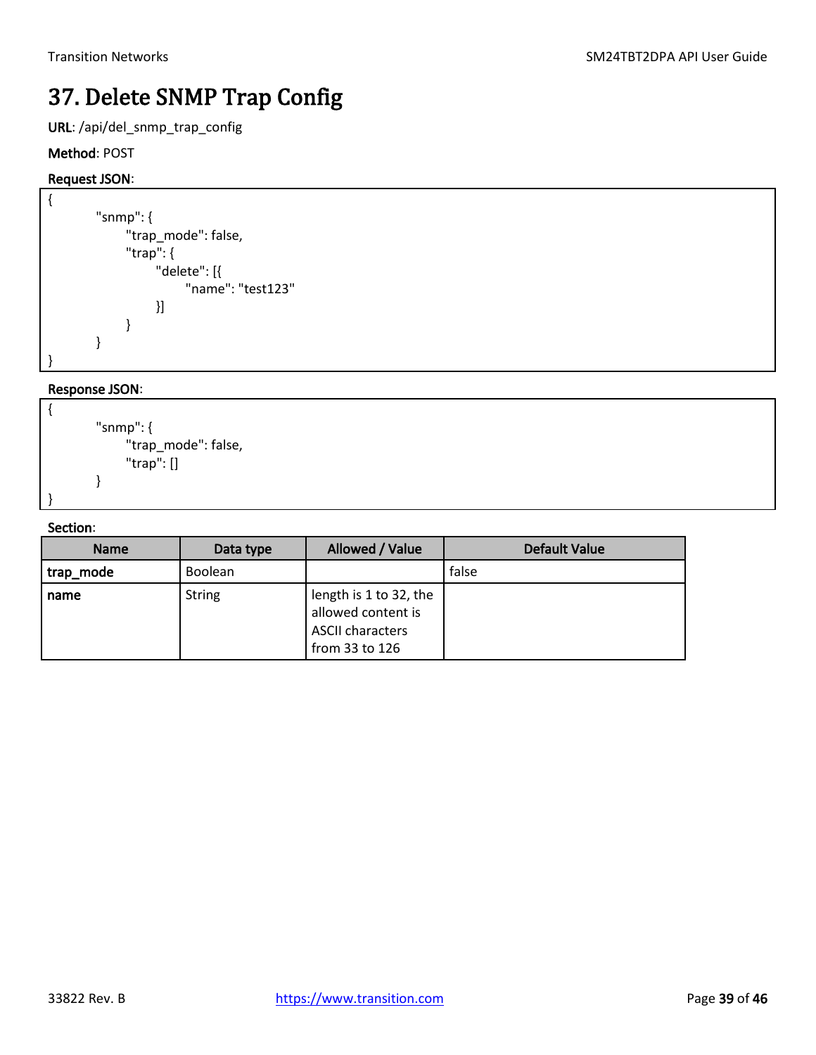# 37. Delete SNMP Trap Config

**URL**: /api/del_snmp_trap_config

**Method**: POST

**Request JSON**:

```
{
        "snmp": {
              "trap_mode": false,
              "trap": {
                    "delete": [{
                          "name": "test123"
                    }]
              }
        }
}
```

**Response JSON**:

```
{
        "snmp": {
              "trap_mode": false,
              "trap": []
        }
}
```

**Section**:

| Name | Data type | Allowed / Value | Default Value |
| --- | --- | --- | --- |
| **trap_mode** | Boolean | | false |
| **name** | String | length is 1 to 32, the allowed content is ASCII characters from 33 to 126 | |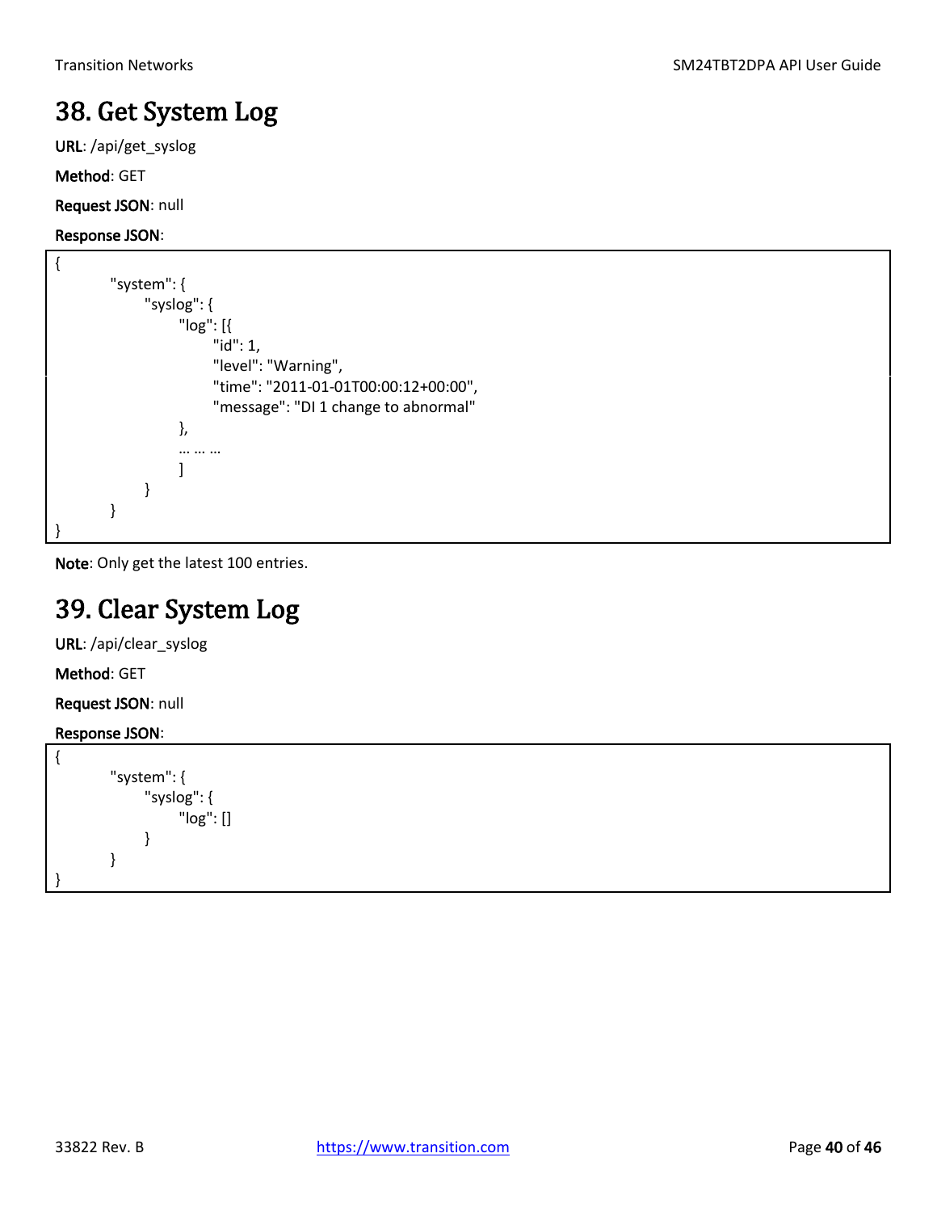# 38. Get System Log

**URL**: /api/get_syslog

**Method**: GET

**Request JSON**: null

**Response JSON**:

```
{
        "system": {
                "syslog": {
                        "log": [{
                                "id": 1,
                                "level": "Warning",
                                "time": "2011-01-01T00:00:12+00:00",
                                "message": "DI 1 change to abnormal"
                        },
                        … … …
                        ]
                }
        }
}
```

**Note**: Only get the latest 100 entries.

# 39. Clear System Log

**URL**: /api/clear_syslog

**Method**: GET

**Request JSON**: null

**Response JSON**:

```
{
        "system": {
                "syslog": {
                        "log": []
                }
        }
}
```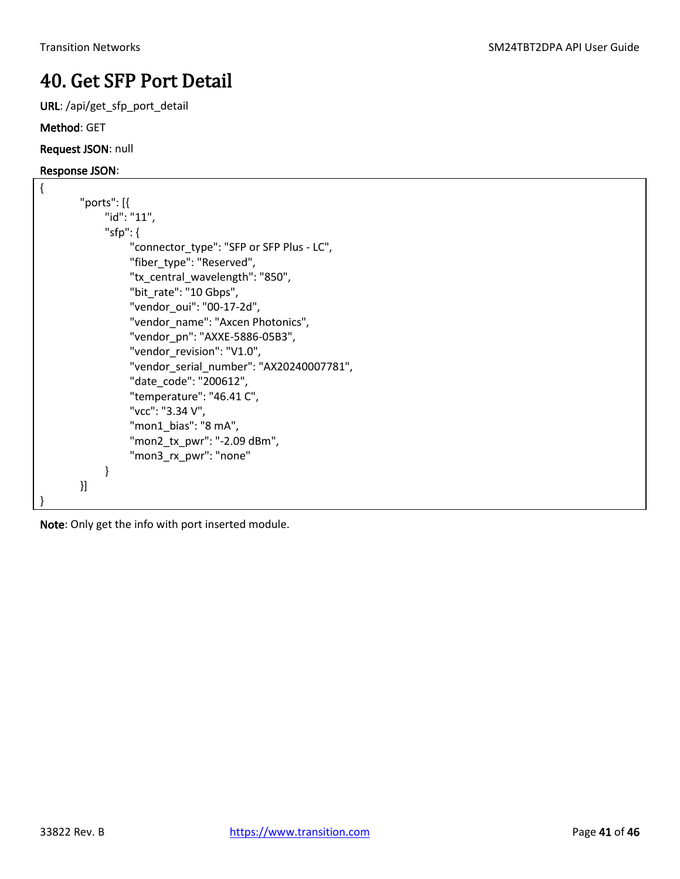# 40. Get SFP Port Detail

**URL**: /api/get_sfp_port_detail

**Method**: GET

**Request JSON**: null

**Response JSON**:

```
{
	"ports": [{
		"id": "11",
		"sfp": {
			"connector_type": "SFP or SFP Plus - LC",
			"fiber_type": "Reserved",
			"tx_central_wavelength": "850",
			"bit_rate": "10 Gbps",
			"vendor_oui": "00-17-2d",
			"vendor_name": "Axcen Photonics",
			"vendor_pn": "AXXE-5886-05B3",
			"vendor_revision": "V1.0",
			"vendor_serial_number": "AX20240007781",
			"date_code": "200612",
			"temperature": "46.41 C",
			"vcc": "3.34 V",
			"mon1_bias": "8 mA",
			"mon2_tx_pwr": "-2.09 dBm",
			"mon3_rx_pwr": "none"
		}
	}]
}
```

**Note**: Only get the info with port inserted module.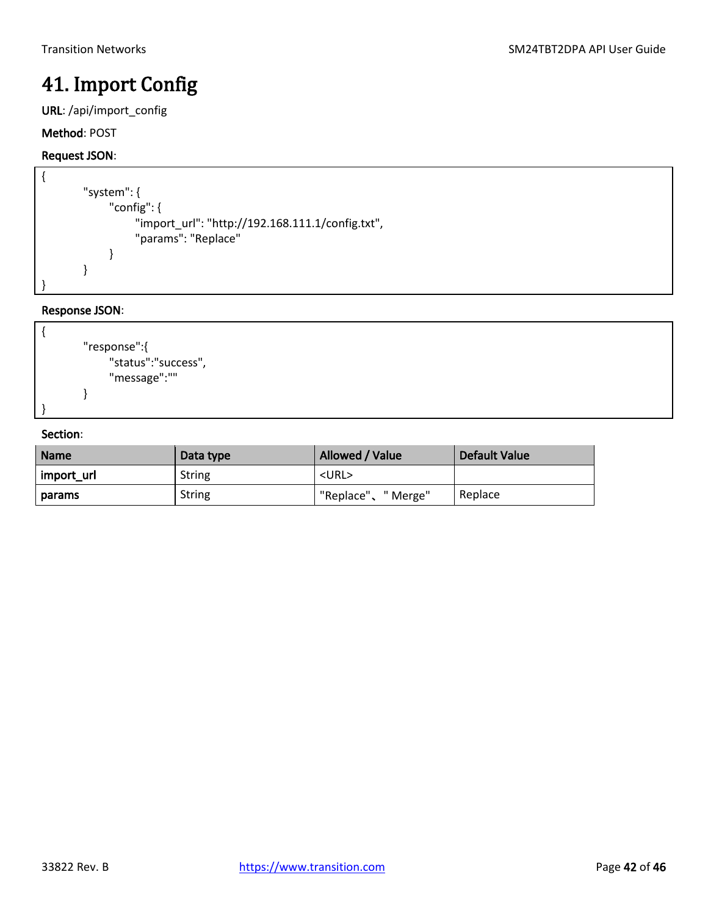# 41. Import Config

**URL**: /api/import_config

**Method**: POST

**Request JSON**:

```
{
        "system": {
            "config": {
                "import_url": "http://192.168.111.1/config.txt",
                "params": "Replace"
            }
        }
}
```

**Response JSON**:

```
{
        "response":{
            "status":"success",
            "message":""
        }
}
```

**Section**:

| Name | Data type | Allowed / Value | Default Value |
| --- | --- | --- | --- |
| **import_url** | String | <URL> | |
| **params** | String | "Replace"、" Merge" | Replace |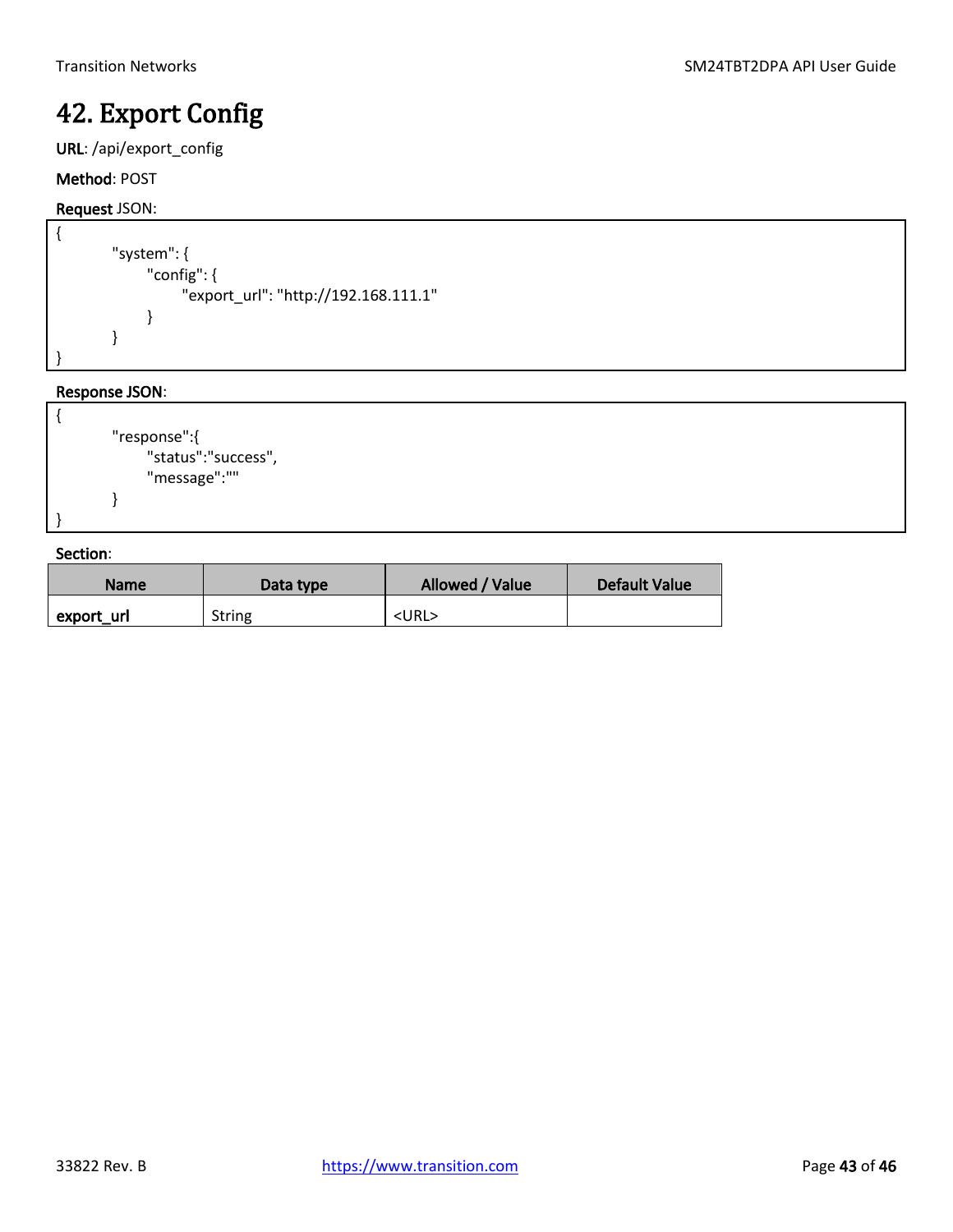# 42. Export Config

**URL**: /api/export_config

**Method**: POST

**Request** JSON:

```
{
    "system": {
        "config": {
            "export_url": "http://192.168.111.1"
        }
    }
}
```

**Response JSON**:

```
{
    "response":{
        "status":"success",
        "message":""
    }
}
```

**Section**:

| Name | Data type | Allowed / Value | Default Value |
|---|---|---|---|
| **export_url** | String | <URL> | |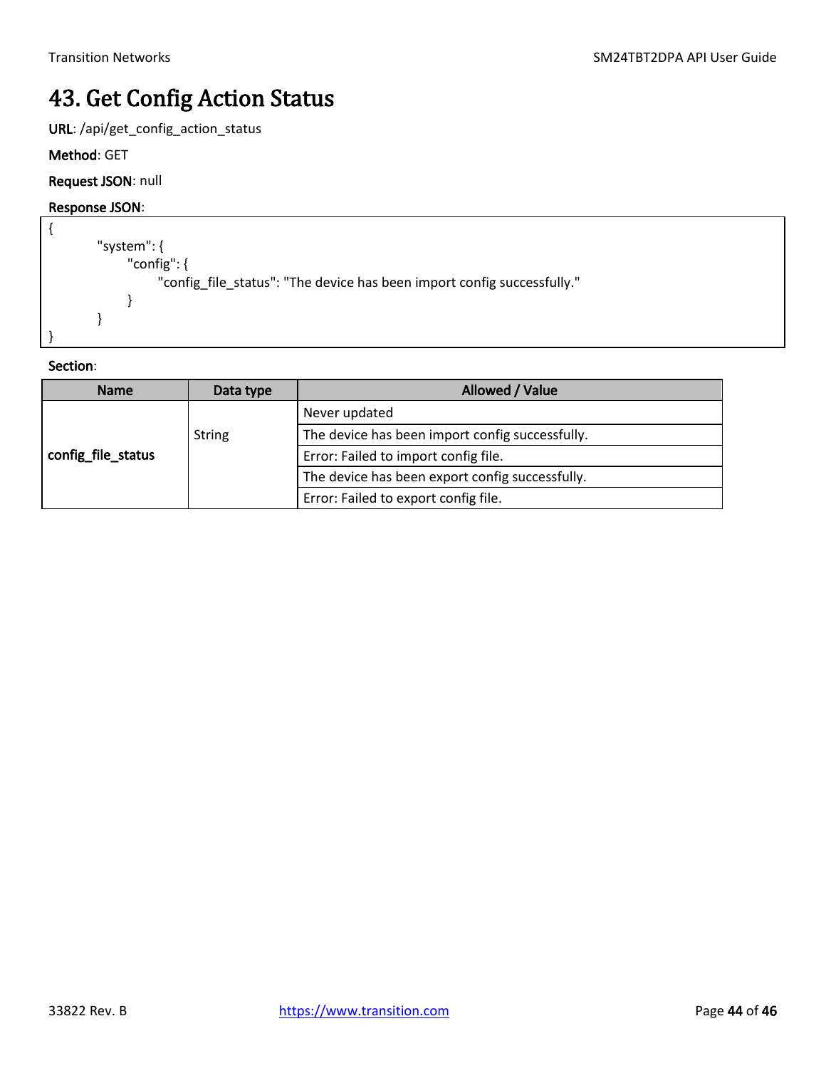# 43. Get Config Action Status

**URL**: /api/get_config_action_status

**Method**: GET

**Request JSON**: null

**Response JSON**:

```
{
        "system": {
              "config": {
                    "config_file_status": "The device has been import config successfully."
              }
        }
}
```

**Section**:

| Name | Data type | Allowed / Value |
|---|---|---|
| **config_file_status** | String | Never updated |
| | | The device has been import config successfully. |
| | | Error: Failed to import config file. |
| | | The device has been export config successfully. |
| | | Error: Failed to export config file. |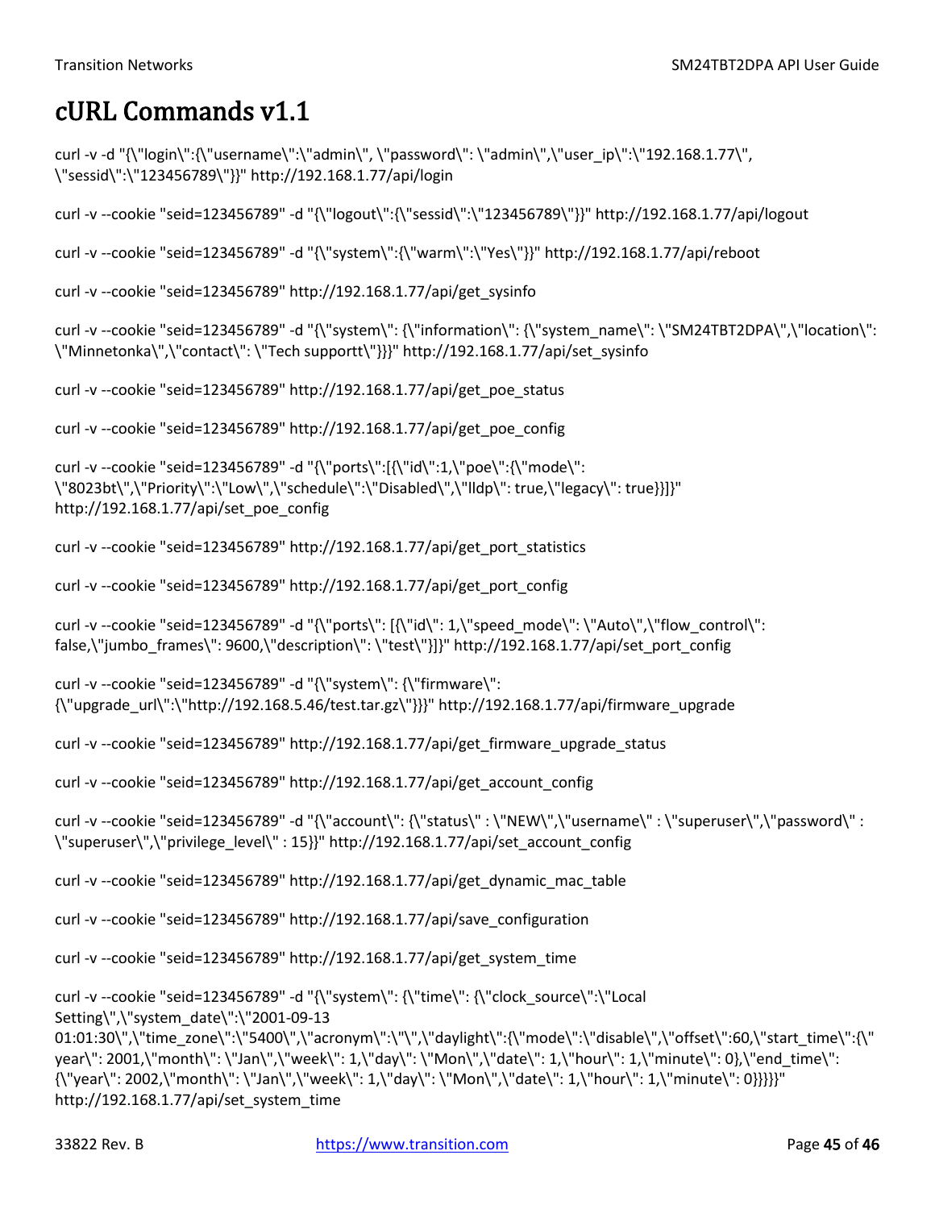# cURL Commands v1.1

```
curl -v -d "{\"login\":{\"username\":\"admin\", \"password\": \"admin\",\"user_ip\":\"192.168.1.77\", \"sessid\":\"123456789\"}}" http://192.168.1.77/api/login
```

```
curl -v --cookie "seid=123456789" -d "{\"logout\":{\"sessid\":\"123456789\"}}" http://192.168.1.77/api/logout
```

```
curl -v --cookie "seid=123456789" -d "{\"system\":{\"warm\":\"Yes\"}}" http://192.168.1.77/api/reboot
```

```
curl -v --cookie "seid=123456789" http://192.168.1.77/api/get_sysinfo
```

```
curl -v --cookie "seid=123456789" -d "{\"system\": {\"information\": {\"system_name\": \"SM24TBT2DPA\",\"location\": \"Minnetonka\",\"contact\": \"Tech supportt\"}}}" http://192.168.1.77/api/set_sysinfo
```

```
curl -v --cookie "seid=123456789" http://192.168.1.77/api/get_poe_status
```

```
curl -v --cookie "seid=123456789" http://192.168.1.77/api/get_poe_config
```

```
curl -v --cookie "seid=123456789" -d "{\"ports\":[{\"id\":1,\"poe\":{\"mode\": \"8023bt\",\"Priority\":\"Low\",\"schedule\":\"Disabled\",\"lldp\": true,\"legacy\": true}}]}" http://192.168.1.77/api/set_poe_config
```

```
curl -v --cookie "seid=123456789" http://192.168.1.77/api/get_port_statistics
```

```
curl -v --cookie "seid=123456789" http://192.168.1.77/api/get_port_config
```

```
curl -v --cookie "seid=123456789" -d "{\"ports\": [{\"id\": 1,\"speed_mode\": \"Auto\",\"flow_control\": false,\"jumbo_frames\": 9600,\"description\": \"test\"}]}" http://192.168.1.77/api/set_port_config
```

```
curl -v --cookie "seid=123456789" -d "{\"system\": {\"firmware\": {\"upgrade_url\":\"http://192.168.5.46/test.tar.gz\"}}}" http://192.168.1.77/api/firmware_upgrade
```

```
curl -v --cookie "seid=123456789" http://192.168.1.77/api/get_firmware_upgrade_status
```

```
curl -v --cookie "seid=123456789" http://192.168.1.77/api/get_account_config
```

```
curl -v --cookie "seid=123456789" -d "{\"account\": {\"status\" : \"NEW\",\"username\" : \"superuser\",\"password\" : \"superuser\",\"privilege_level\" : 15}}" http://192.168.1.77/api/set_account_config
```

```
curl -v --cookie "seid=123456789" http://192.168.1.77/api/get_dynamic_mac_table
```

```
curl -v --cookie "seid=123456789" http://192.168.1.77/api/save_configuration
```

```
curl -v --cookie "seid=123456789" http://192.168.1.77/api/get_system_time
```

```
curl -v --cookie "seid=123456789" -d "{\"system\": {\"time\": {\"clock_source\":\"Local Setting\",\"system_date\":\"2001-09-13 01:01:30\",\"time_zone\":\"5400\",\"acronym\":\"\",\"daylight\":{\"mode\":\"disable\",\"offset\":60,\"start_time\":{\"year\": 2001,\"month\": \"Jan\",\"week\": 1,\"day\": \"Mon\",\"date\": 1,\"hour\": 1,\"minute\": 0},\"end_time\": {\"year\": 2002,\"month\": \"Jan\",\"week\": 1,\"day\": \"Mon\",\"date\": 1,\"hour\": 1,\"minute\": 0}}}}}" http://192.168.1.77/api/set_system_time
```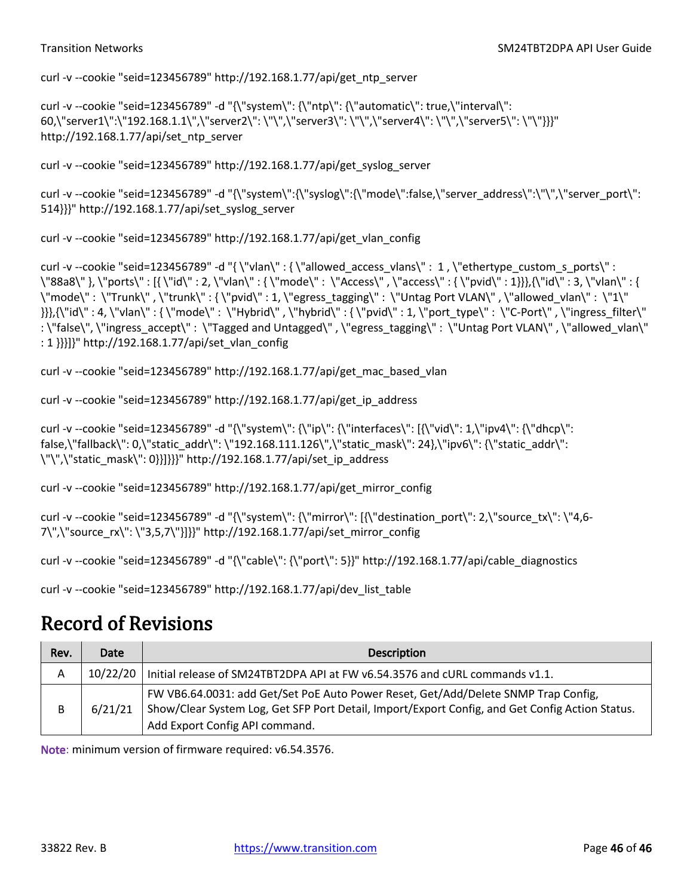curl -v --cookie "seid=123456789" http://192.168.1.77/api/get_ntp_server

curl -v --cookie "seid=123456789" -d "{\"system\": {\"ntp\": {\"automatic\": true,\"interval\": 60,\"server1\":\"192.168.1.1\",\"server2\": \"\",\"server3\": \"\",\"server4\": \"\",\"server5\": \"\"}}}" http://192.168.1.77/api/set_ntp_server

curl -v --cookie "seid=123456789" http://192.168.1.77/api/get_syslog_server

curl -v --cookie "seid=123456789" -d "{\"system\":{\"syslog\":{\"mode\":false,\"server_address\":\"\",\"server_port\": 514}}}" http://192.168.1.77/api/set_syslog_server

curl -v --cookie "seid=123456789" http://192.168.1.77/api/get_vlan_config

curl -v --cookie "seid=123456789" -d "{ \"vlan\" : { \"allowed_access_vlans\" :  1 , \"ethertype_custom_s_ports\" : \"88a8\" }, \"ports\" : [{ \"id\" : 2, \"vlan\" : { \"mode\" :  \"Access\" , \"access\" : { \"pvid\" : 1}}},{\"id\" : 3, \"vlan\" : { \"mode\" :  \"Trunk\" , \"trunk\" : { \"pvid\" : 1, \"egress_tagging\" :  \"Untag Port VLAN\" , \"allowed_vlan\" :  \"1\" }}},{\"id\" : 4, \"vlan\" : { \"mode\" :  \"Hybrid\" , \"hybrid\" : { \"pvid\" : 1, \"port_type\" :  \"C-Port\" , \"ingress_filter\" : \"false\", \"ingress_accept\" :  \"Tagged and Untagged\" , \"egress_tagging\" :  \"Untag Port VLAN\" , \"allowed_vlan\" : 1 }}}]}" http://192.168.1.77/api/set_vlan_config

curl -v --cookie "seid=123456789" http://192.168.1.77/api/get_mac_based_vlan

curl -v --cookie "seid=123456789" http://192.168.1.77/api/get_ip_address

curl -v --cookie "seid=123456789" -d "{\"system\": {\"ip\": {\"interfaces\": [{\"vid\": 1,\"ipv4\": {\"dhcp\": false,\"fallback\": 0,\"static_addr\": \"192.168.111.126\",\"static_mask\": 24},\"ipv6\": {\"static_addr\": \"\",\"static_mask\": 0}}]}}}" http://192.168.1.77/api/set_ip_address

curl -v --cookie "seid=123456789" http://192.168.1.77/api/get_mirror_config

curl -v --cookie "seid=123456789" -d "{\"system\": {\"mirror\": [{\"destination_port\": 2,\"source_tx\": \"4,6-7\",\"source_rx\": \"3,5,7\"}]}}" http://192.168.1.77/api/set_mirror_config

curl -v --cookie "seid=123456789" -d "{\"cable\": {\"port\": 5}}" http://192.168.1.77/api/cable_diagnostics

curl -v --cookie "seid=123456789" http://192.168.1.77/api/dev_list_table

# Record of Revisions

| Rev. | Date | Description |
|---|---|---|
| A | 10/22/20 | Initial release of SM24TBT2DPA API at FW v6.54.3576 and cURL commands v1.1. |
| B | 6/21/21 | FW VB6.64.0031: add Get/Set PoE Auto Power Reset, Get/Add/Delete SNMP Trap Config, Show/Clear System Log, Get SFP Port Detail, Import/Export Config, and Get Config Action Status. Add Export Config API command. |

**Note**: minimum version of firmware required: v6.54.3576.